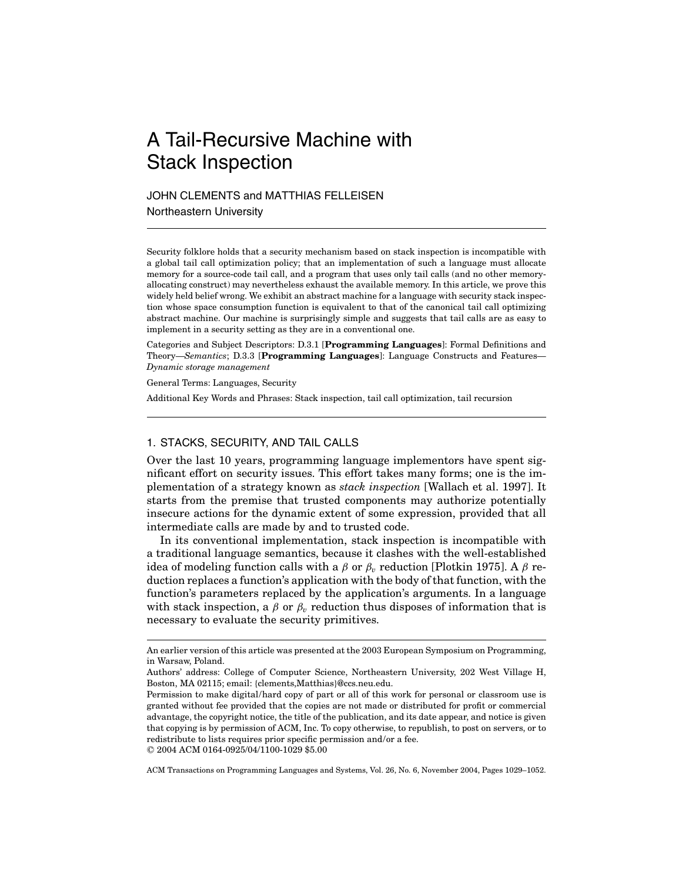# A Tail-Recursive Machine with Stack Inspection

JOHN CLEMENTS and MATTHIAS FELLEISEN
Northeastern University

---

Security folklore holds that a security mechanism based on stack inspection is incompatible with a global tail call optimization policy; that an implementation of such a language must allocate memory for a source-code tail call, and a program that uses only tail calls (and no other memory-allocating construct) may nevertheless exhaust the available memory. In this article, we prove this widely held belief wrong. We exhibit an abstract machine for a language with security stack inspection whose space consumption function is equivalent to that of the canonical tail call optimizing abstract machine. Our machine is surprisingly simple and suggests that tail calls are as easy to implement in a security setting as they are in a conventional one.

Categories and Subject Descriptors: D.3.1 [**Programming Languages**]: Formal Definitions and Theory—*Semantics*; D.3.3 [**Programming Languages**]: Language Constructs and Features—*Dynamic storage management*

General Terms: Languages, Security

Additional Key Words and Phrases: Stack inspection, tail call optimization, tail recursion

---

## 1. STACKS, SECURITY, AND TAIL CALLS

Over the last 10 years, programming language implementors have spent significant effort on security issues. This effort takes many forms; one is the implementation of a strategy known as *stack inspection* [Wallach et al. 1997]. It starts from the premise that trusted components may authorize potentially insecure actions for the dynamic extent of some expression, provided that all intermediate calls are made by and to trusted code.

In its conventional implementation, stack inspection is incompatible with a traditional language semantics, because it clashes with the well-established idea of modeling function calls with a $\beta$ or $\beta_v$ reduction [Plotkin 1975]. A $\beta$ reduction replaces a function's application with the body of that function, with the function's parameters replaced by the application's arguments. In a language with stack inspection, a $\beta$ or $\beta_v$ reduction thus disposes of information that is necessary to evaluate the security primitives.

---

An earlier version of this article was presented at the 2003 European Symposium on Programming, in Warsaw, Poland.

Authors' address: College of Computer Science, Northeastern University, 202 West Village H, Boston, MA 02115; email: {clements,Matthias}@ccs.neu.edu.

Permission to make digital/hard copy of part or all of this work for personal or classroom use is granted without fee provided that the copies are not made or distributed for profit or commercial advantage, the copyright notice, the title of the publication, and its date appear, and notice is given that copying is by permission of ACM, Inc. To copy otherwise, to republish, to post on servers, or to redistribute to lists requires prior specific permission and/or a fee.

© 2004 ACM 0164-0925/04/1100-1029 $5.00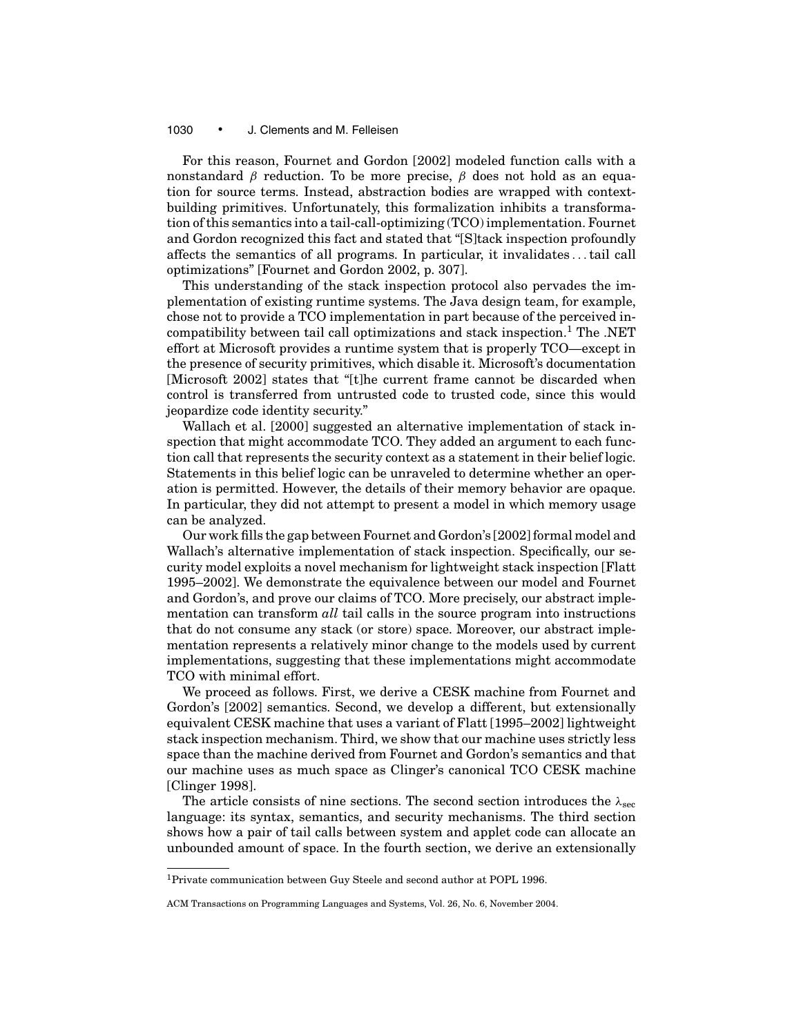For this reason, Fournet and Gordon [2002] modeled function calls with a nonstandard $\beta$ reduction. To be more precise, $\beta$ does not hold as an equation for source terms. Instead, abstraction bodies are wrapped with context-building primitives. Unfortunately, this formalization inhibits a transformation of this semantics into a tail-call-optimizing (TCO) implementation. Fournet and Gordon recognized this fact and stated that "[S]tack inspection profoundly affects the semantics of all programs. In particular, it invalidates . . . tail call optimizations" [Fournet and Gordon 2002, p. 307].

This understanding of the stack inspection protocol also pervades the implementation of existing runtime systems. The Java design team, for example, chose not to provide a TCO implementation in part because of the perceived incompatibility between tail call optimizations and stack inspection.[1] The .NET effort at Microsoft provides a runtime system that is properly TCO—except in the presence of security primitives, which disable it. Microsoft's documentation [Microsoft 2002] states that "[t]he current frame cannot be discarded when control is transferred from untrusted code to trusted code, since this would jeopardize code identity security."

Wallach et al. [2000] suggested an alternative implementation of stack inspection that might accommodate TCO. They added an argument to each function call that represents the security context as a statement in their belief logic. Statements in this belief logic can be unraveled to determine whether an operation is permitted. However, the details of their memory behavior are opaque. In particular, they did not attempt to present a model in which memory usage can be analyzed.

Our work fills the gap between Fournet and Gordon's [2002] formal model and Wallach's alternative implementation of stack inspection. Specifically, our security model exploits a novel mechanism for lightweight stack inspection [Flatt 1995–2002]. We demonstrate the equivalence between our model and Fournet and Gordon's, and prove our claims of TCO. More precisely, our abstract implementation can transform *all* tail calls in the source program into instructions that do not consume any stack (or store) space. Moreover, our abstract implementation represents a relatively minor change to the models used by current implementations, suggesting that these implementations might accommodate TCO with minimal effort.

We proceed as follows. First, we derive a CESK machine from Fournet and Gordon's [2002] semantics. Second, we develop a different, but extensionally equivalent CESK machine that uses a variant of Flatt [1995–2002] lightweight stack inspection mechanism. Third, we show that our machine uses strictly less space than the machine derived from Fournet and Gordon's semantics and that our machine uses as much space as Clinger's canonical TCO CESK machine [Clinger 1998].

The article consists of nine sections. The second section introduces the $\lambda_{\text{sec}}$ language: its syntax, semantics, and security mechanisms. The third section shows how a pair of tail calls between system and applet code can allocate an unbounded amount of space. In the fourth section, we derive an extensionally

---

[1] Private communication between Guy Steele and second author at POPL 1996.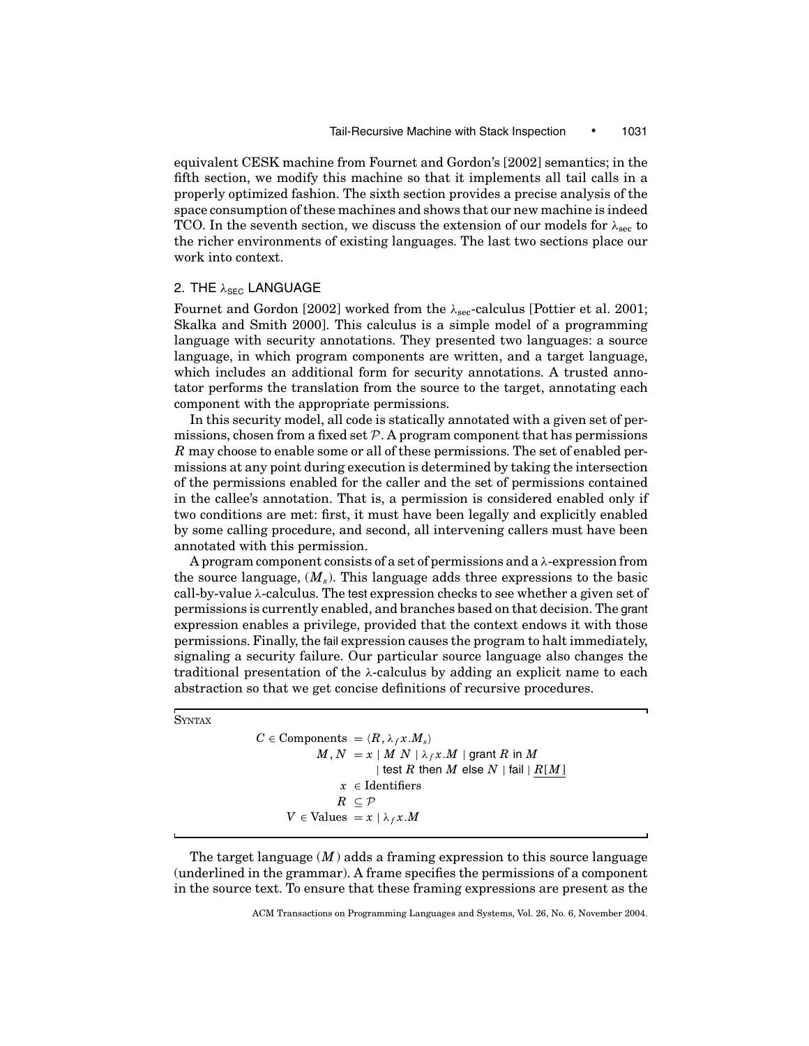equivalent CESK machine from Fournet and Gordon's [2002] semantics; in the fifth section, we modify this machine so that it implements all tail calls in a properly optimized fashion. The sixth section provides a precise analysis of the space consumption of these machines and shows that our new machine is indeed TCO. In the seventh section, we discuss the extension of our models for $\lambda_{\text{sec}}$ to the richer environments of existing languages. The last two sections place our work into context.

## 2. THE $\lambda_{\text{SEC}}$ LANGUAGE

Fournet and Gordon [2002] worked from the $\lambda_{\text{sec}}$-calculus [Pottier et al. 2001; Skalka and Smith 2000]. This calculus is a simple model of a programming language with security annotations. They presented two languages: a source language, in which program components are written, and a target language, which includes an additional form for security annotations. A trusted annotator performs the translation from the source to the target, annotating each component with the appropriate permissions.

In this security model, all code is statically annotated with a given set of permissions, chosen from a fixed set $\mathcal{P}$. A program component that has permissions $R$ may choose to enable some or all of these permissions. The set of enabled permissions at any point during execution is determined by taking the intersection of the permissions enabled for the caller and the set of permissions contained in the callee's annotation. That is, a permission is considered enabled only if two conditions are met: first, it must have been legally and explicitly enabled by some calling procedure, and second, all intervening callers must have been annotated with this permission.

A program component consists of a set of permissions and a $\lambda$-expression from the source language, ($M_s$). This language adds three expressions to the basic call-by-value $\lambda$-calculus. The test expression checks to see whether a given set of permissions is currently enabled, and branches based on that decision. The grant expression enables a privilege, provided that the context endows it with those permissions. Finally, the fail expression causes the program to halt immediately, signaling a security failure. Our particular source language also changes the traditional presentation of the $\lambda$-calculus by adding an explicit name to each abstraction so that we get concise definitions of recursive procedures.

SYNTAX

$$
\begin{aligned}
C \in \text{Components} &= \langle R, \lambda_f x.M_s \rangle \\
M, N &= x \mid M\ N \mid \lambda_f x.M \mid \textsf{grant } R \textsf{ in } M \\
&\quad \mid \textsf{test } R \textsf{ then } M \textsf{ else } N \mid \textsf{fail} \mid \underline{R[M]} \\
x &\in \text{Identifiers} \\
R &\subseteq \mathcal{P} \\
V \in \text{Values} &= x \mid \lambda_f x.M
\end{aligned}
$$

The target language ($M$) adds a framing expression to this source language (underlined in the grammar). A frame specifies the permissions of a component in the source text. To ensure that these framing expressions are present as the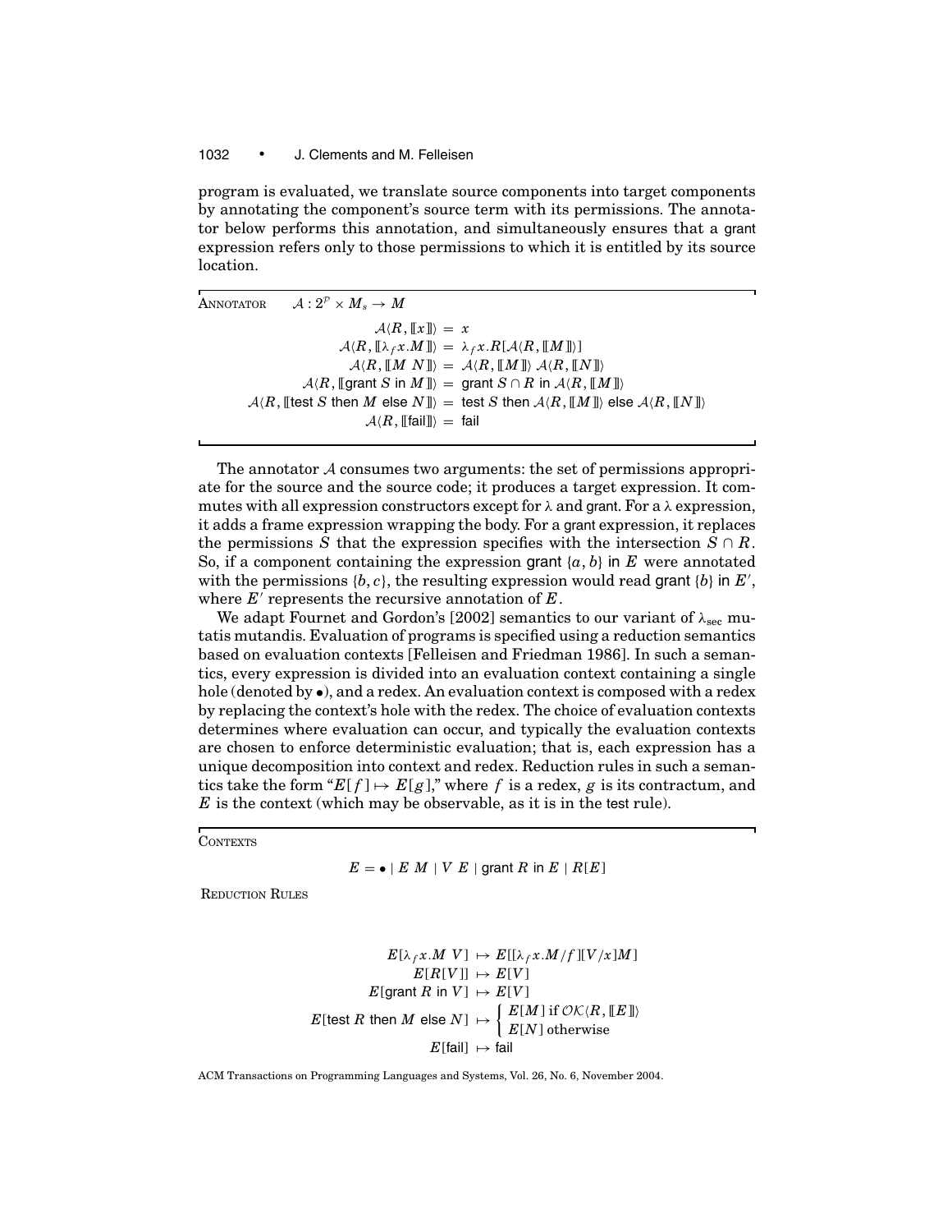program is evaluated, we translate source components into target components by annotating the component's source term with its permissions. The annotator below performs this annotation, and simultaneously ensures that a grant expression refers only to those permissions to which it is entitled by its source location.

ANNOTATOR $\quad \mathcal{A} : 2^{\mathcal{P}} \times M_s \rightarrow M$

$$
\begin{aligned}
\mathcal{A}\langle R, [\![x]\!]\rangle &= x \\
\mathcal{A}\langle R, [\![\lambda_f x.M]\!]\rangle &= \lambda_f x.R[\mathcal{A}\langle R, [\![M]\!]\rangle] \\
\mathcal{A}\langle R, [\![M\ N]\!]\rangle &= \mathcal{A}\langle R, [\![M]\!]\rangle\ \mathcal{A}\langle R, [\![N]\!]\rangle \\
\mathcal{A}\langle R, [\![\mathsf{grant}\ S\ \mathsf{in}\ M]\!]\rangle &= \mathsf{grant}\ S \cap R\ \mathsf{in}\ \mathcal{A}\langle R, [\![M]\!]\rangle \\
\mathcal{A}\langle R, [\![\mathsf{test}\ S\ \mathsf{then}\ M\ \mathsf{else}\ N]\!]\rangle &= \mathsf{test}\ S\ \mathsf{then}\ \mathcal{A}\langle R, [\![M]\!]\rangle\ \mathsf{else}\ \mathcal{A}\langle R, [\![N]\!]\rangle \\
\mathcal{A}\langle R, [\![\mathsf{fail}]\!]\rangle &= \mathsf{fail}
\end{aligned}
$$

The annotator $\mathcal{A}$ consumes two arguments: the set of permissions appropriate for the source and the source code; it produces a target expression. It commutes with all expression constructors except for $\lambda$ and grant. For a $\lambda$ expression, it adds a frame expression wrapping the body. For a grant expression, it replaces the permissions $S$ that the expression specifies with the intersection $S \cap R$. So, if a component containing the expression grant $\{a, b\}$ in $E$ were annotated with the permissions $\{b, c\}$, the resulting expression would read grant $\{b\}$ in $E'$, where $E'$ represents the recursive annotation of $E$.

We adapt Fournet and Gordon's [2002] semantics to our variant of $\lambda_{\text{sec}}$ mutatis mutandis. Evaluation of programs is specified using a reduction semantics based on evaluation contexts [Felleisen and Friedman 1986]. In such a semantics, every expression is divided into an evaluation context containing a single hole (denoted by $\bullet$), and a redex. An evaluation context is composed with a redex by replacing the context's hole with the redex. The choice of evaluation contexts determines where evaluation can occur, and typically the evaluation contexts are chosen to enforce deterministic evaluation; that is, each expression has a unique decomposition into context and redex. Reduction rules in such a semantics take the form "$E[f] \mapsto E[g]$," where $f$ is a redex, $g$ is its contractum, and $E$ is the context (which may be observable, as it is in the test rule).

CONTEXTS

$$
E = \bullet \mid E\ M \mid V\ E \mid \mathsf{grant}\ R\ \mathsf{in}\ E \mid R[E]
$$

REDUCTION RULES

$$
\begin{aligned}
E[\lambda_f x.M\ V] &\mapsto E[[\lambda_f x.M/f][V/x]M] \\
E[R[V]] &\mapsto E[V] \\
E[\mathsf{grant}\ R\ \mathsf{in}\ V] &\mapsto E[V] \\
E[\mathsf{test}\ R\ \mathsf{then}\ M\ \mathsf{else}\ N] &\mapsto \begin{cases} E[M] \text{ if } \mathcal{OK}\langle R, [\![E]\!]\rangle \\ E[N] \text{ otherwise} \end{cases} \\
E[\mathsf{fail}] &\mapsto \mathsf{fail}
\end{aligned}
$$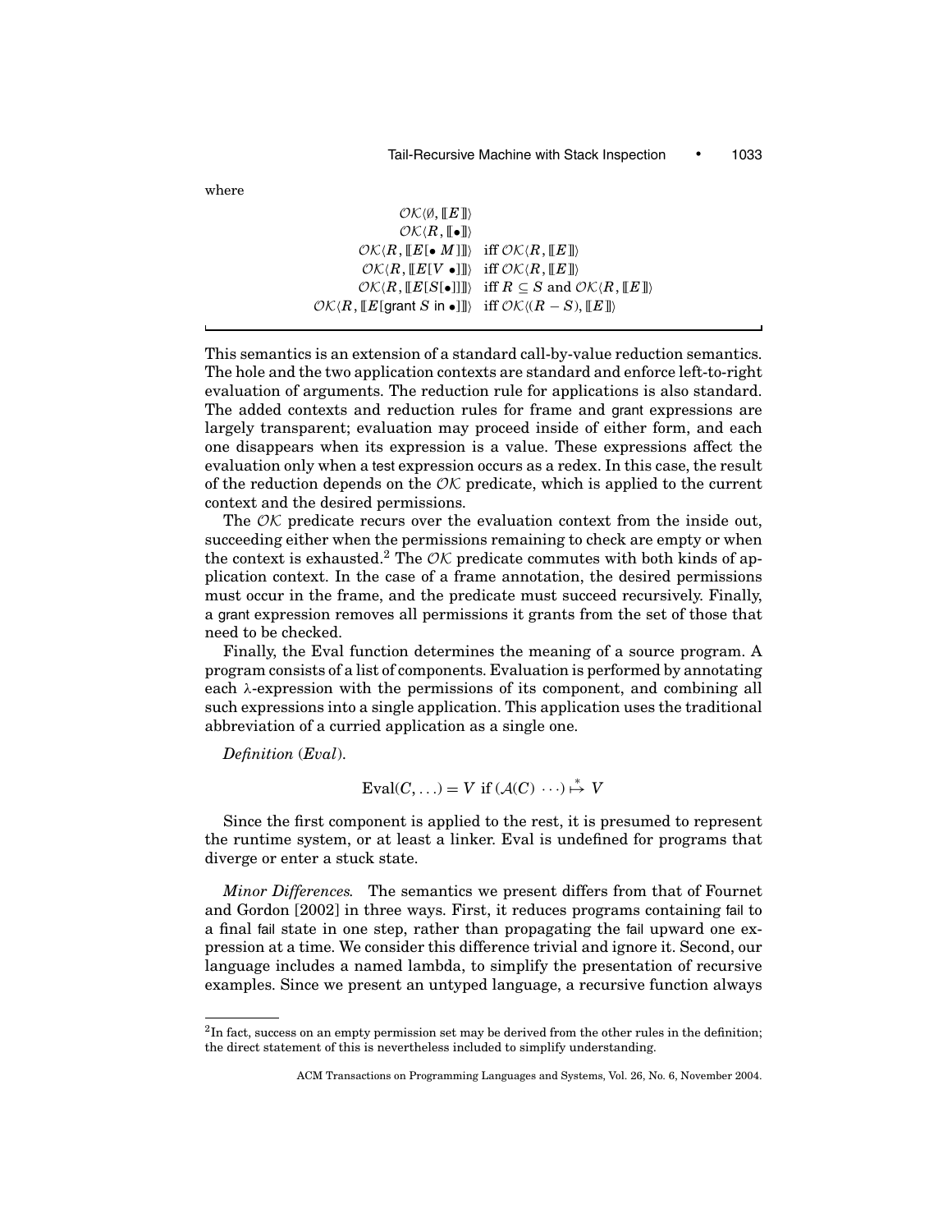where

$$
\begin{array}{ll}
\mathcal{OK}\langle \emptyset, [\![E]\!]\rangle & \\
\mathcal{OK}\langle R, [\![\bullet]\!]\rangle & \\
\mathcal{OK}\langle R, [\![E[\bullet\ M]]\!]\rangle & \text{iff } \mathcal{OK}\langle R, [\![E]\!]\rangle \\
\mathcal{OK}\langle R, [\![E[V\ \bullet]]\!]\rangle & \text{iff } \mathcal{OK}\langle R, [\![E]\!]\rangle \\
\mathcal{OK}\langle R, [\![E[S[\bullet]]]\!]\rangle & \text{iff } R \subseteq S \text{ and } \mathcal{OK}\langle R, [\![E]\!]\rangle \\
\mathcal{OK}\langle R, [\![E[\mathsf{grant}\ S\ \mathsf{in}\ \bullet]]\!]\rangle & \text{iff } \mathcal{OK}\langle (R - S), [\![E]\!]\rangle
\end{array}
$$

This semantics is an extension of a standard call-by-value reduction semantics. The hole and the two application contexts are standard and enforce left-to-right evaluation of arguments. The reduction rule for applications is also standard. The added contexts and reduction rules for frame and grant expressions are largely transparent; evaluation may proceed inside of either form, and each one disappears when its expression is a value. These expressions affect the evaluation only when a test expression occurs as a redex. In this case, the result of the reduction depends on the $\mathcal{OK}$ predicate, which is applied to the current context and the desired permissions.

The $\mathcal{OK}$ predicate recurs over the evaluation context from the inside out, succeeding either when the permissions remaining to check are empty or when the context is exhausted.[2] The $\mathcal{OK}$ predicate commutes with both kinds of application context. In the case of a frame annotation, the desired permissions must occur in the frame, and the predicate must succeed recursively. Finally, a grant expression removes all permissions it grants from the set of those that need to be checked.

Finally, the Eval function determines the meaning of a source program. A program consists of a list of components. Evaluation is performed by annotating each $\lambda$-expression with the permissions of its component, and combining all such expressions into a single application. This application uses the traditional abbreviation of a curried application as a single one.

*Definition* (*Eval*).

$$\text{Eval}(C, \ldots) = V \text{ if } (\mathcal{A}(C)\ \cdots) \overset{*}{\mapsto} V$$

Since the first component is applied to the rest, it is presumed to represent the runtime system, or at least a linker. Eval is undefined for programs that diverge or enter a stuck state.

*Minor Differences.* The semantics we present differs from that of Fournet and Gordon [2002] in three ways. First, it reduces programs containing fail to a final fail state in one step, rather than propagating the fail upward one expression at a time. We consider this difference trivial and ignore it. Second, our language includes a named lambda, to simplify the presentation of recursive examples. Since we present an untyped language, a recursive function always

[2]In fact, success on an empty permission set may be derived from the other rules in the definition; the direct statement of this is nevertheless included to simplify understanding.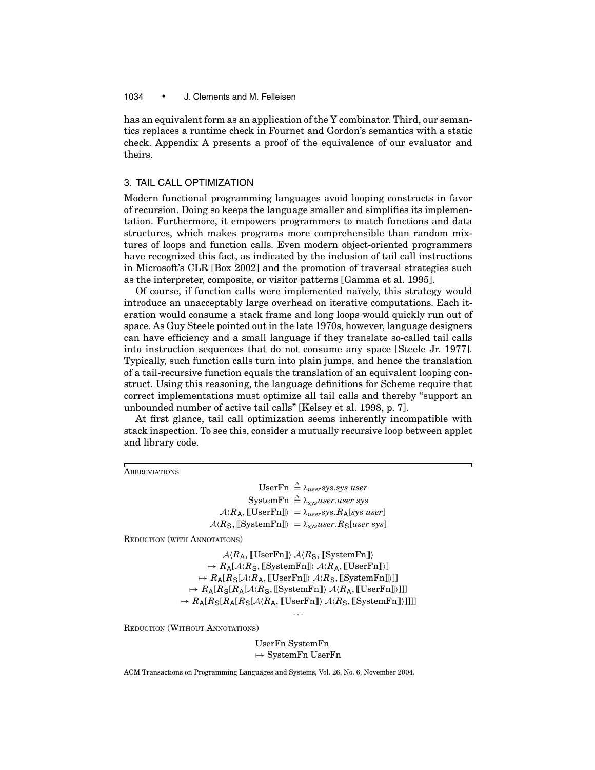has an equivalent form as an application of the Y combinator. Third, our semantics replaces a runtime check in Fournet and Gordon's semantics with a static check. Appendix A presents a proof of the equivalence of our evaluator and theirs.

## 3. TAIL CALL OPTIMIZATION

Modern functional programming languages avoid looping constructs in favor of recursion. Doing so keeps the language smaller and simplifies its implementation. Furthermore, it empowers programmers to match functions and data structures, which makes programs more comprehensible than random mixtures of loops and function calls. Even modern object-oriented programmers have recognized this fact, as indicated by the inclusion of tail call instructions in Microsoft's CLR [Box 2002] and the promotion of traversal strategies such as the interpreter, composite, or visitor patterns [Gamma et al. 1995].

Of course, if function calls were implemented naïvely, this strategy would introduce an unacceptably large overhead on iterative computations. Each iteration would consume a stack frame and long loops would quickly run out of space. As Guy Steele pointed out in the late 1970s, however, language designers can have efficiency and a small language if they translate so-called tail calls into instruction sequences that do not consume any space [Steele Jr. 1977]. Typically, such function calls turn into plain jumps, and hence the translation of a tail-recursive function equals the translation of an equivalent looping construct. Using this reasoning, the language definitions for Scheme require that correct implementations must optimize all tail calls and thereby "support an unbounded number of active tail calls" [Kelsey et al. 1998, p. 7].

At first glance, tail call optimization seems inherently incompatible with stack inspection. To see this, consider a mutually recursive loop between applet and library code.

---

ABBREVIATIONS

$$\begin{aligned}
\text{UserFn} &\triangleq \lambda_{user} sys.sys\ user \\
\text{SystemFn} &\triangleq \lambda_{sys} user.user\ sys \\
\mathcal{A}\langle R_{\mathsf{A}}, [\![\text{UserFn}]\!]\rangle &= \lambda_{user} sys.R_{\mathsf{A}}[sys\ user] \\
\mathcal{A}\langle R_{\mathsf{S}}, [\![\text{SystemFn}]\!]\rangle &= \lambda_{sys} user.R_{\mathsf{S}}[user\ sys]
\end{aligned}$$

REDUCTION (WITH ANNOTATIONS)

$$\begin{aligned}
&\mathcal{A}\langle R_{\mathsf{A}}, [\![\text{UserFn}]\!]\rangle\ \mathcal{A}\langle R_{\mathsf{S}}, [\![\text{SystemFn}]\!]\rangle \\
&\mapsto R_{\mathsf{A}}[\mathcal{A}\langle R_{\mathsf{S}}, [\![\text{SystemFn}]\!]\rangle\ \mathcal{A}\langle R_{\mathsf{A}}, [\![\text{UserFn}]\!]\rangle] \\
&\mapsto R_{\mathsf{A}}[R_{\mathsf{S}}[\mathcal{A}\langle R_{\mathsf{A}}, [\![\text{UserFn}]\!]\rangle\ \mathcal{A}\langle R_{\mathsf{S}}, [\![\text{SystemFn}]\!]\rangle]] \\
&\mapsto R_{\mathsf{A}}[R_{\mathsf{S}}[R_{\mathsf{A}}[\mathcal{A}\langle R_{\mathsf{S}}, [\![\text{SystemFn}]\!]\rangle\ \mathcal{A}\langle R_{\mathsf{A}}, [\![\text{UserFn}]\!]\rangle]]] \\
&\mapsto R_{\mathsf{A}}[R_{\mathsf{S}}[R_{\mathsf{A}}[R_{\mathsf{S}}[\mathcal{A}\langle R_{\mathsf{A}}, [\![\text{UserFn}]\!]\rangle\ \mathcal{A}\langle R_{\mathsf{S}}, [\![\text{SystemFn}]\!]\rangle]]]] \\
&\quad \ldots
\end{aligned}$$

REDUCTION (WITHOUT ANNOTATIONS)

$$\begin{aligned}
&\text{UserFn SystemFn} \\
&\mapsto \text{SystemFn UserFn}
\end{aligned}$$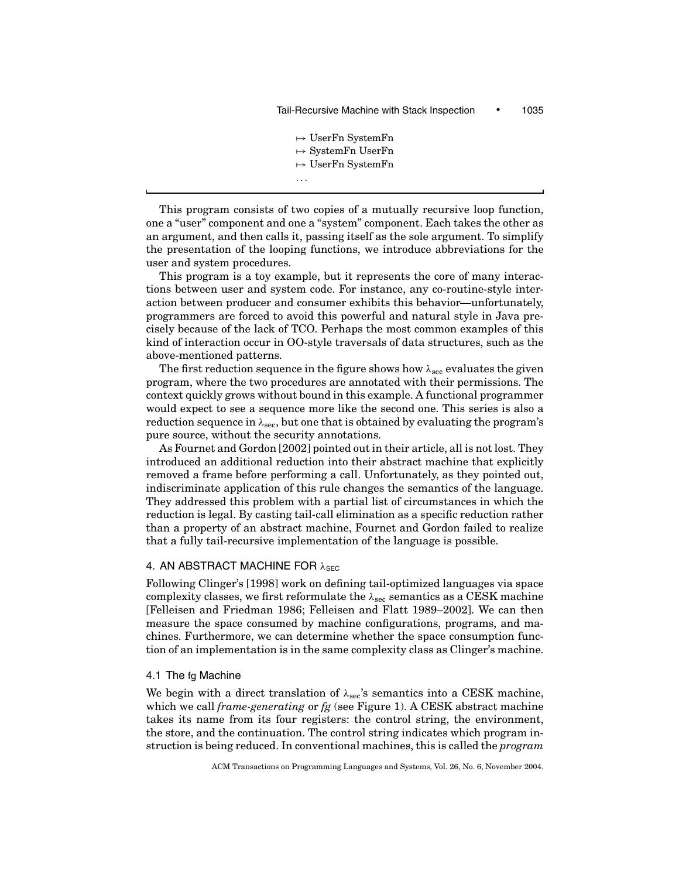$\mapsto$ UserFn SystemFn
$\mapsto$ SystemFn UserFn
$\mapsto$ UserFn SystemFn
...

This program consists of two copies of a mutually recursive loop function, one a "user" component and one a "system" component. Each takes the other as an argument, and then calls it, passing itself as the sole argument. To simplify the presentation of the looping functions, we introduce abbreviations for the user and system procedures.

This program is a toy example, but it represents the core of many interactions between user and system code. For instance, any co-routine-style interaction between producer and consumer exhibits this behavior—unfortunately, programmers are forced to avoid this powerful and natural style in Java precisely because of the lack of TCO. Perhaps the most common examples of this kind of interaction occur in OO-style traversals of data structures, such as the above-mentioned patterns.

The first reduction sequence in the figure shows how $\lambda_{\text{sec}}$ evaluates the given program, where the two procedures are annotated with their permissions. The context quickly grows without bound in this example. A functional programmer would expect to see a sequence more like the second one. This series is also a reduction sequence in $\lambda_{\text{sec}}$, but one that is obtained by evaluating the program's pure source, without the security annotations.

As Fournet and Gordon [2002] pointed out in their article, all is not lost. They introduced an additional reduction into their abstract machine that explicitly removed a frame before performing a call. Unfortunately, as they pointed out, indiscriminate application of this rule changes the semantics of the language. They addressed this problem with a partial list of circumstances in which the reduction is legal. By casting tail-call elimination as a specific reduction rather than a property of an abstract machine, Fournet and Gordon failed to realize that a fully tail-recursive implementation of the language is possible.

## 4. AN ABSTRACT MACHINE FOR $\lambda_{\text{SEC}}$

Following Clinger's [1998] work on defining tail-optimized languages via space complexity classes, we first reformulate the $\lambda_{\text{sec}}$ semantics as a CESK machine [Felleisen and Friedman 1986; Felleisen and Flatt 1989–2002]. We can then measure the space consumed by machine configurations, programs, and machines. Furthermore, we can determine whether the space consumption function of an implementation is in the same complexity class as Clinger's machine.

### 4.1 The fg Machine

We begin with a direct translation of $\lambda_{\text{sec}}$'s semantics into a CESK machine, which we call *frame-generating* or *fg* (see Figure 1). A CESK abstract machine takes its name from its four registers: the control string, the environment, the store, and the continuation. The control string indicates which program instruction is being reduced. In conventional machines, this is called the *program*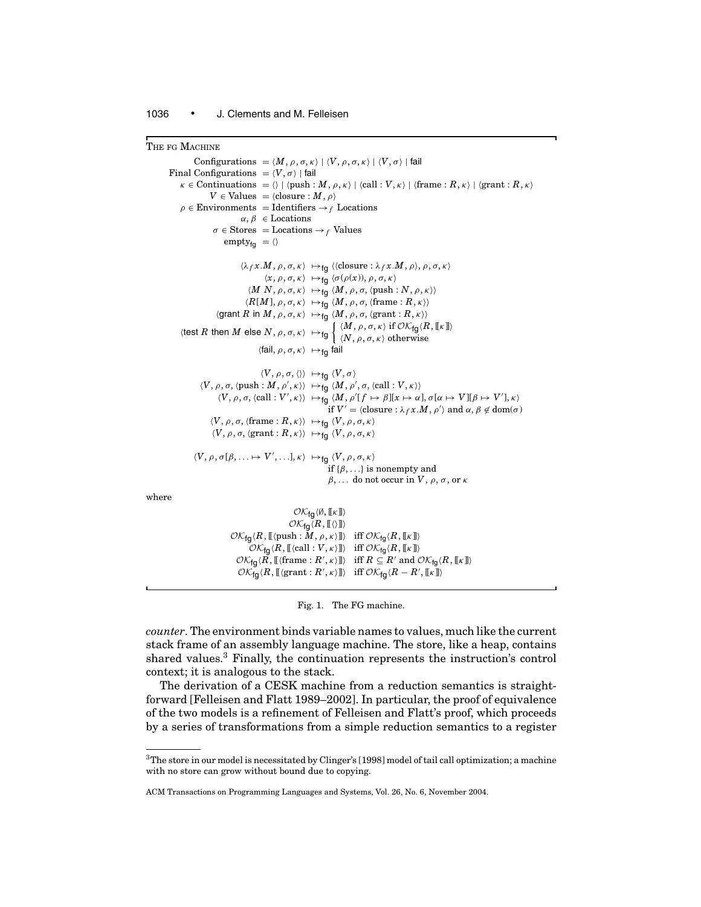THE FG MACHINE

$$
\begin{aligned}
\text{Configurations} &= \langle M, \rho, \sigma, \kappa \rangle \mid \langle V, \rho, \sigma, \kappa \rangle \mid \langle V, \sigma \rangle \mid \mathsf{fail} \\
\text{Final Configurations} &= \langle V, \sigma \rangle \mid \mathsf{fail} \\
\kappa \in \text{Continuations} &= \langle\rangle \mid \langle \text{push} : M, \rho, \kappa \rangle \mid \langle \text{call} : V, \kappa \rangle \mid \langle \text{frame} : R, \kappa \rangle \mid \langle \text{grant} : R, \kappa \rangle \\
V \in \text{Values} &= \langle \text{closure} : M, \rho \rangle \\
\rho \in \text{Environments} &= \text{Identifiers} \rightarrow_f \text{Locations} \\
\alpha, \beta &\in \text{Locations} \\
\sigma \in \text{Stores} &= \text{Locations} \rightarrow_f \text{Values} \\
\text{empty}_{\mathsf{fg}} &= \langle\rangle
\end{aligned}
$$

$$
\begin{aligned}
\langle \lambda_f x.M, \rho, \sigma, \kappa \rangle &\mapsto_{\mathsf{fg}} \langle \langle \text{closure} : \lambda_f x.M, \rho \rangle, \rho, \sigma, \kappa \rangle \\
\langle x, \rho, \sigma, \kappa \rangle &\mapsto_{\mathsf{fg}} \langle \sigma(\rho(x)), \rho, \sigma, \kappa \rangle \\
\langle M\ N, \rho, \sigma, \kappa \rangle &\mapsto_{\mathsf{fg}} \langle M, \rho, \sigma, \langle \text{push} : N, \rho, \kappa \rangle \rangle \\
\langle R[M], \rho, \sigma, \kappa \rangle &\mapsto_{\mathsf{fg}} \langle M, \rho, \sigma, \langle \text{frame} : R, \kappa \rangle \rangle \\
\langle \mathsf{grant}\ R\ \mathsf{in}\ M, \rho, \sigma, \kappa \rangle &\mapsto_{\mathsf{fg}} \langle M, \rho, \sigma, \langle \text{grant} : R, \kappa \rangle \rangle \\
\langle \mathsf{test}\ R\ \mathsf{then}\ M\ \mathsf{else}\ N, \rho, \sigma, \kappa \rangle &\mapsto_{\mathsf{fg}} \begin{cases} \langle M, \rho, \sigma, \kappa \rangle \text{ if } \mathcal{OK}_{\mathsf{fg}}\langle R, [\![\kappa]\!] \rangle \\ \langle N, \rho, \sigma, \kappa \rangle \text{ otherwise} \end{cases} \\
\langle \mathsf{fail}, \rho, \sigma, \kappa \rangle &\mapsto_{\mathsf{fg}} \mathsf{fail}
\end{aligned}
$$

$$
\begin{aligned}
\langle V, \rho, \sigma, \langle\rangle \rangle &\mapsto_{\mathsf{fg}} \langle V, \sigma \rangle \\
\langle V, \rho, \sigma, \langle \text{push} : M, \rho', \kappa \rangle \rangle &\mapsto_{\mathsf{fg}} \langle M, \rho', \sigma, \langle \text{call} : V, \kappa \rangle \rangle \\
\langle V, \rho, \sigma, \langle \text{call} : V', \kappa \rangle \rangle &\mapsto_{\mathsf{fg}} \langle M, \rho'[f \mapsto \beta][x \mapsto \alpha], \sigma[\alpha \mapsto V][\beta \mapsto V'], \kappa \rangle \\
&\qquad \text{if } V' = \langle \text{closure} : \lambda_f x.M, \rho' \rangle \text{ and } \alpha, \beta \notin \text{dom}(\sigma) \\
\langle V, \rho, \sigma, \langle \text{frame} : R, \kappa \rangle \rangle &\mapsto_{\mathsf{fg}} \langle V, \rho, \sigma, \kappa \rangle \\
\langle V, \rho, \sigma, \langle \text{grant} : R, \kappa \rangle \rangle &\mapsto_{\mathsf{fg}} \langle V, \rho, \sigma, \kappa \rangle
\end{aligned}
$$

$$
\begin{aligned}
\langle V, \rho, \sigma[\beta, \ldots \mapsto V', \ldots], \kappa \rangle &\mapsto_{\mathsf{fg}} \langle V, \rho, \sigma, \kappa \rangle \\
&\qquad \text{if } \{\beta, \ldots\} \text{ is nonempty and} \\
&\qquad \beta, \ldots \text{ do not occur in } V, \rho, \sigma, \text{ or } \kappa
\end{aligned}
$$

where

$$
\begin{aligned}
&\mathcal{OK}_{\mathsf{fg}}\langle \emptyset, [\![\kappa]\!] \rangle \\
&\mathcal{OK}_{\mathsf{fg}}\langle R, [\![\langle\rangle]\!] \rangle \\
&\mathcal{OK}_{\mathsf{fg}}\langle R, [\![\langle \text{push} : M, \rho, \kappa \rangle]\!] \rangle \quad \text{iff } \mathcal{OK}_{\mathsf{fg}}\langle R, [\![\kappa]\!] \rangle \\
&\mathcal{OK}_{\mathsf{fg}}\langle R, [\![\langle \text{call} : V, \kappa \rangle]\!] \rangle \quad \text{iff } \mathcal{OK}_{\mathsf{fg}}\langle R, [\![\kappa]\!] \rangle \\
&\mathcal{OK}_{\mathsf{fg}}\langle R, [\![\langle \text{frame} : R', \kappa \rangle]\!] \rangle \quad \text{iff } R \subseteq R' \text{ and } \mathcal{OK}_{\mathsf{fg}}\langle R, [\![\kappa]\!] \rangle \\
&\mathcal{OK}_{\mathsf{fg}}\langle R, [\![\langle \text{grant} : R', \kappa \rangle]\!] \rangle \quad \text{iff } \mathcal{OK}_{\mathsf{fg}}\langle R - R', [\![\kappa]\!] \rangle
\end{aligned}
$$

Fig. 1. The FG machine.

*counter*. The environment binds variable names to values, much like the current stack frame of an assembly language machine. The store, like a heap, contains shared values.[3] Finally, the continuation represents the instruction's control context; it is analogous to the stack.

The derivation of a CESK machine from a reduction semantics is straightforward [Felleisen and Flatt 1989–2002]. In particular, the proof of equivalence of the two models is a refinement of Felleisen and Flatt's proof, which proceeds by a series of transformations from a simple reduction semantics to a register

[3]The store in our model is necessitated by Clinger's [1998] model of tail call optimization; a machine with no store can grow without bound due to copying.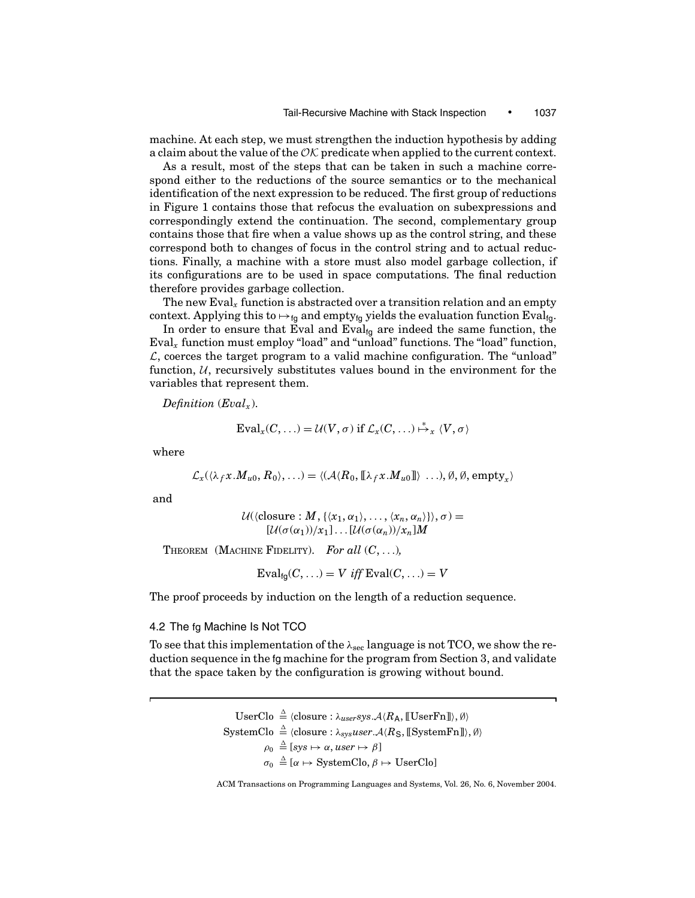machine. At each step, we must strengthen the induction hypothesis by adding a claim about the value of the $\mathcal{OK}$ predicate when applied to the current context.

As a result, most of the steps that can be taken in such a machine correspond either to the reductions of the source semantics or to the mechanical identification of the next expression to be reduced. The first group of reductions in Figure 1 contains those that refocus the evaluation on subexpressions and correspondingly extend the continuation. The second, complementary group contains those that fire when a value shows up as the control string, and these correspond both to changes of focus in the control string and to actual reductions. Finally, a machine with a store must also model garbage collection, if its configurations are to be used in space computations. The final reduction therefore provides garbage collection.

The new $\mathrm{Eval}_x$ function is abstracted over a transition relation and an empty context. Applying this to $\mapsto_{\mathsf{fg}}$ and $\mathrm{empty}_{\mathsf{fg}}$ yields the evaluation function $\mathrm{Eval}_{\mathsf{fg}}$.

In order to ensure that Eval and $\mathrm{Eval}_{\mathsf{fg}}$ are indeed the same function, the $\mathrm{Eval}_x$ function must employ "load" and "unload" functions. The "load" function, $\mathcal{L}$, coerces the target program to a valid machine configuration. The "unload" function, $\mathcal{U}$, recursively substitutes values bound in the environment for the variables that represent them.

*Definition* ($Eval_x$).

$$\mathrm{Eval}_x(C, \ldots) = \mathcal{U}(V, \sigma) \text{ if } \mathcal{L}_x(C, \ldots) \overset{*}{\mapsto}_x \langle V, \sigma \rangle$$

where

$$\mathcal{L}_x(\langle \lambda_f x.M_{u0}, R_0 \rangle, \ldots) = \langle (\mathcal{A}\langle R_0, [\![\lambda_f x.M_{u0}]\!]\rangle\ \ldots), \emptyset, \emptyset, \mathrm{empty}_x \rangle$$

and

$$\mathcal{U}(\langle \mathrm{closure} : M, \{\langle x_1, \alpha_1\rangle, \ldots, \langle x_n, \alpha_n \rangle\}\rangle, \sigma) = [\mathcal{U}(\sigma(\alpha_1))/x_1] \ldots [\mathcal{U}(\sigma(\alpha_n))/x_n]M$$

THEOREM (MACHINE FIDELITY). *For all* $(C, \ldots)$,

$$\mathrm{Eval}_{\mathsf{fg}}(C, \ldots) = V \textit{ iff } \mathrm{Eval}(C, \ldots) = V$$

The proof proceeds by induction on the length of a reduction sequence.

### 4.2 The fg Machine Is Not TCO

To see that this implementation of the $\lambda_{\mathrm{sec}}$ language is not TCO, we show the reduction sequence in the fg machine for the program from Section 3, and validate that the space taken by the configuration is growing without bound.

$$\mathrm{UserClo} \triangleq \langle \mathrm{closure} : \lambda_{user} sys.\mathcal{A}\langle R_{\mathsf{A}}, [\![\mathrm{UserFn}]\!]\rangle, \emptyset\rangle$$

$$\mathrm{SystemClo} \triangleq \langle \mathrm{closure} : \lambda_{sys} user.\mathcal{A}\langle R_{\mathsf{S}}, [\![\mathrm{SystemFn}]\!]\rangle, \emptyset\rangle$$

$$\rho_0 \triangleq [sys \mapsto \alpha, user \mapsto \beta]$$

$$\sigma_0 \triangleq [\alpha \mapsto \mathrm{SystemClo}, \beta \mapsto \mathrm{UserClo}]$$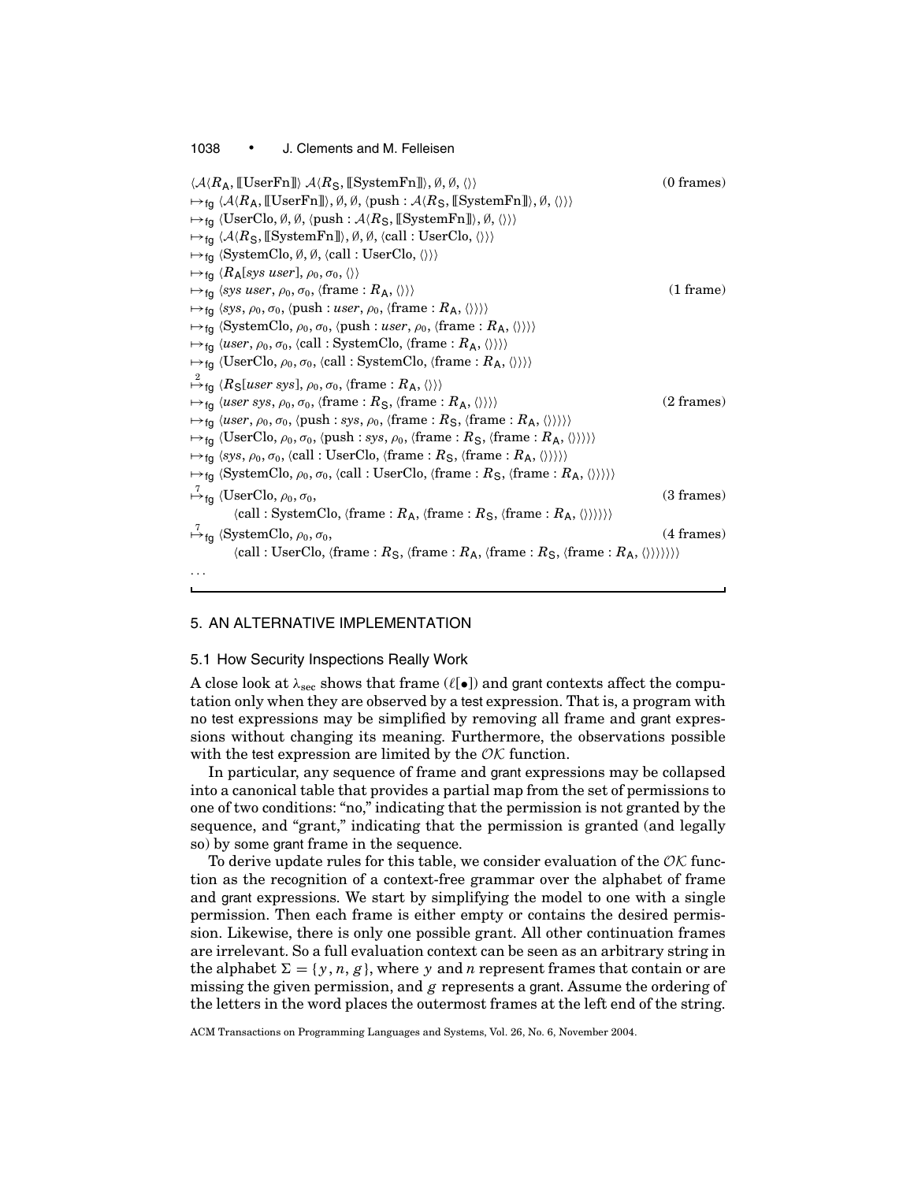$$\langle \mathcal{A}\langle R_{\mathsf{A}}, [\![\text{UserFn}]\!]\rangle\ \mathcal{A}\langle R_{\mathsf{S}}, [\![\text{SystemFn}]\!]\rangle, \emptyset, \emptyset, \langle\rangle\rangle \qquad \text{(0 frames)}$$

$$\mapsto_{\mathsf{fg}} \langle \mathcal{A}\langle R_{\mathsf{A}}, [\![\text{UserFn}]\!]\rangle, \emptyset, \emptyset, \langle \text{push} : \mathcal{A}\langle R_{\mathsf{S}}, [\![\text{SystemFn}]\!]\rangle, \emptyset, \langle\rangle\rangle\rangle$$

$$\mapsto_{\mathsf{fg}} \langle \text{UserClo}, \emptyset, \emptyset, \langle \text{push} : \mathcal{A}\langle R_{\mathsf{S}}, [\![\text{SystemFn}]\!]\rangle, \emptyset, \langle\rangle\rangle\rangle$$

$$\mapsto_{\mathsf{fg}} \langle \mathcal{A}\langle R_{\mathsf{S}}, [\![\text{SystemFn}]\!]\rangle, \emptyset, \emptyset, \langle \text{call} : \text{UserClo}, \langle\rangle\rangle\rangle$$

$$\mapsto_{\mathsf{fg}} \langle \text{SystemClo}, \emptyset, \emptyset, \langle \text{call} : \text{UserClo}, \langle\rangle\rangle\rangle$$

$$\mapsto_{\mathsf{fg}} \langle R_{\mathsf{A}}[\mathit{sys}\ \mathit{user}], \rho_0, \sigma_0, \langle\rangle\rangle$$

$$\mapsto_{\mathsf{fg}} \langle \mathit{sys}\ \mathit{user}, \rho_0, \sigma_0, \langle \text{frame} : R_{\mathsf{A}}, \langle\rangle\rangle\rangle \qquad \text{(1 frame)}$$

$$\mapsto_{\mathsf{fg}} \langle \mathit{sys}, \rho_0, \sigma_0, \langle \text{push} : \mathit{user}, \rho_0, \langle \text{frame} : R_{\mathsf{A}}, \langle\rangle\rangle\rangle\rangle$$

$$\mapsto_{\mathsf{fg}} \langle \text{SystemClo}, \rho_0, \sigma_0, \langle \text{push} : \mathit{user}, \rho_0, \langle \text{frame} : R_{\mathsf{A}}, \langle\rangle\rangle\rangle\rangle$$

$$\mapsto_{\mathsf{fg}} \langle \mathit{user}, \rho_0, \sigma_0, \langle \text{call} : \text{SystemClo}, \langle \text{frame} : R_{\mathsf{A}}, \langle\rangle\rangle\rangle\rangle$$

$$\mapsto_{\mathsf{fg}} \langle \text{UserClo}, \rho_0, \sigma_0, \langle \text{call} : \text{SystemClo}, \langle \text{frame} : R_{\mathsf{A}}, \langle\rangle\rangle\rangle\rangle$$

$$\overset{2}{\mapsto}_{\mathsf{fg}} \langle R_{\mathsf{S}}[\mathit{user}\ \mathit{sys}], \rho_0, \sigma_0, \langle \text{frame} : R_{\mathsf{A}}, \langle\rangle\rangle\rangle$$

$$\mapsto_{\mathsf{fg}} \langle \mathit{user}\ \mathit{sys}, \rho_0, \sigma_0, \langle \text{frame} : R_{\mathsf{S}}, \langle \text{frame} : R_{\mathsf{A}}, \langle\rangle\rangle\rangle\rangle \qquad \text{(2 frames)}$$

$$\mapsto_{\mathsf{fg}} \langle \mathit{user}, \rho_0, \sigma_0, \langle \text{push} : \mathit{sys}, \rho_0, \langle \text{frame} : R_{\mathsf{S}}, \langle \text{frame} : R_{\mathsf{A}}, \langle\rangle\rangle\rangle\rangle\rangle$$

$$\mapsto_{\mathsf{fg}} \langle \text{UserClo}, \rho_0, \sigma_0, \langle \text{push} : \mathit{sys}, \rho_0, \langle \text{frame} : R_{\mathsf{S}}, \langle \text{frame} : R_{\mathsf{A}}, \langle\rangle\rangle\rangle\rangle\rangle$$

$$\mapsto_{\mathsf{fg}} \langle \mathit{sys}, \rho_0, \sigma_0, \langle \text{call} : \text{UserClo}, \langle \text{frame} : R_{\mathsf{S}}, \langle \text{frame} : R_{\mathsf{A}}, \langle\rangle\rangle\rangle\rangle\rangle$$

$$\mapsto_{\mathsf{fg}} \langle \text{SystemClo}, \rho_0, \sigma_0, \langle \text{call} : \text{UserClo}, \langle \text{frame} : R_{\mathsf{S}}, \langle \text{frame} : R_{\mathsf{A}}, \langle\rangle\rangle\rangle\rangle\rangle$$

$$\overset{7}{\mapsto}_{\mathsf{fg}} \langle \text{UserClo}, \rho_0, \sigma_0, \langle \text{call} : \text{SystemClo}, \langle \text{frame} : R_{\mathsf{A}}, \langle \text{frame} : R_{\mathsf{S}}, \langle \text{frame} : R_{\mathsf{A}}, \langle\rangle\rangle\rangle\rangle\rangle\rangle \qquad \text{(3 frames)}$$

$$\overset{7}{\mapsto}_{\mathsf{fg}} \langle \text{SystemClo}, \rho_0, \sigma_0, \langle \text{call} : \text{UserClo}, \langle \text{frame} : R_{\mathsf{S}}, \langle \text{frame} : R_{\mathsf{A}}, \langle \text{frame} : R_{\mathsf{S}}, \langle \text{frame} : R_{\mathsf{A}}, \langle\rangle\rangle\rangle\rangle\rangle\rangle\rangle \qquad \text{(4 frames)}$$

...

## 5. AN ALTERNATIVE IMPLEMENTATION

### 5.1 How Security Inspections Really Work

A close look at $\lambda_{\text{sec}}$ shows that frame ($\ell[\bullet]$) and grant contexts affect the computation only when they are observed by a test expression. That is, a program with no test expressions may be simplified by removing all frame and grant expressions without changing its meaning. Furthermore, the observations possible with the test expression are limited by the $\mathcal{OK}$ function.

In particular, any sequence of frame and grant expressions may be collapsed into a canonical table that provides a partial map from the set of permissions to one of two conditions: "no," indicating that the permission is not granted by the sequence, and "grant," indicating that the permission is granted (and legally so) by some grant frame in the sequence.

To derive update rules for this table, we consider evaluation of the $\mathcal{OK}$ function as the recognition of a context-free grammar over the alphabet of frame and grant expressions. We start by simplifying the model to one with a single permission. Then each frame is either empty or contains the desired permission. Likewise, there is only one possible grant. All other continuation frames are irrelevant. So a full evaluation context can be seen as an arbitrary string in the alphabet $\Sigma = \{y, n, g\}$, where $y$ and $n$ represent frames that contain or are missing the given permission, and $g$ represents a grant. Assume the ordering of the letters in the word places the outermost frames at the left end of the string.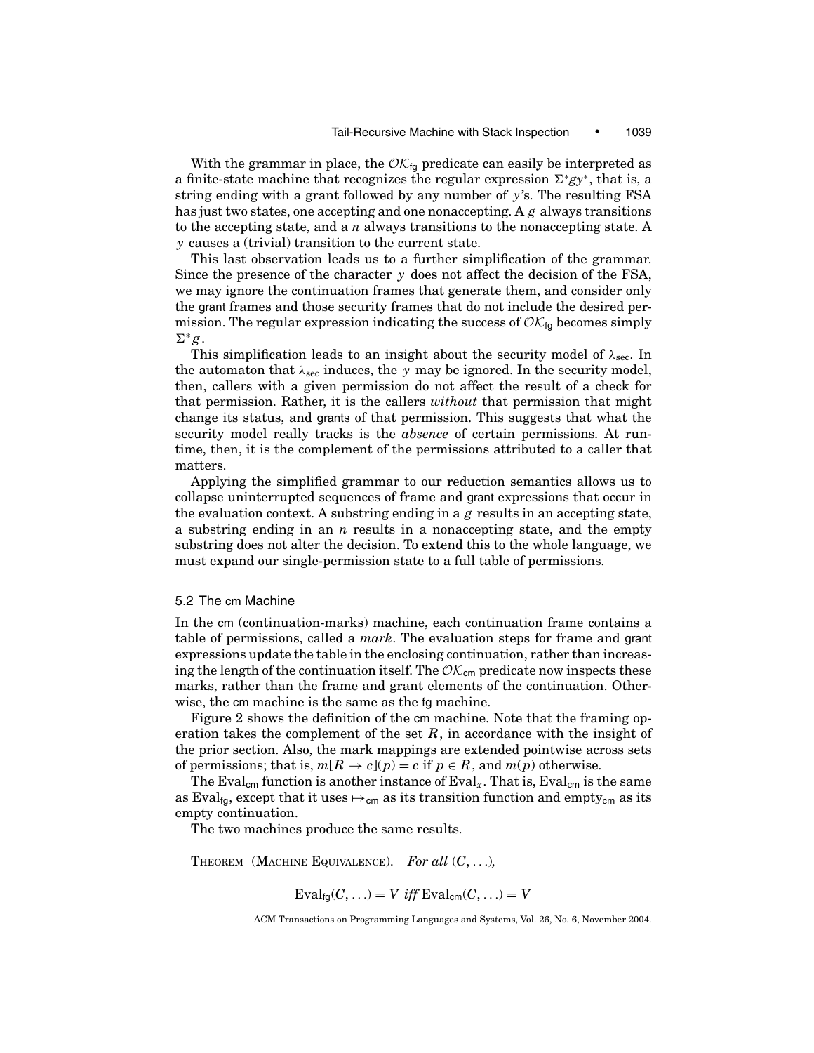With the grammar in place, the $\mathcal{OK}_{\mathsf{fg}}$ predicate can easily be interpreted as a finite-state machine that recognizes the regular expression $\Sigma^* g y^*$, that is, a string ending with a grant followed by any number of $y$'s. The resulting FSA has just two states, one accepting and one nonaccepting. A $g$ always transitions to the accepting state, and a $n$ always transitions to the nonaccepting state. A $y$ causes a (trivial) transition to the current state.

This last observation leads us to a further simplification of the grammar. Since the presence of the character $y$ does not affect the decision of the FSA, we may ignore the continuation frames that generate them, and consider only the grant frames and those security frames that do not include the desired permission. The regular expression indicating the success of $\mathcal{OK}_{\mathsf{fg}}$ becomes simply $\Sigma^* g$.

This simplification leads to an insight about the security model of $\lambda_{\text{sec}}$. In the automaton that $\lambda_{\text{sec}}$ induces, the $y$ may be ignored. In the security model, then, callers with a given permission do not affect the result of a check for that permission. Rather, it is the callers *without* that permission that might change its status, and grants of that permission. This suggests that what the security model really tracks is the *absence* of certain permissions. At runtime, then, it is the complement of the permissions attributed to a caller that matters.

Applying the simplified grammar to our reduction semantics allows us to collapse uninterrupted sequences of frame and grant expressions that occur in the evaluation context. A substring ending in a $g$ results in an accepting state, a substring ending in an $n$ results in a nonaccepting state, and the empty substring does not alter the decision. To extend this to the whole language, we must expand our single-permission state to a full table of permissions.

## 5.2 The cm Machine

In the cm (continuation-marks) machine, each continuation frame contains a table of permissions, called a *mark*. The evaluation steps for frame and grant expressions update the table in the enclosing continuation, rather than increasing the length of the continuation itself. The $\mathcal{OK}_{\mathsf{cm}}$ predicate now inspects these marks, rather than the frame and grant elements of the continuation. Otherwise, the cm machine is the same as the fg machine.

Figure 2 shows the definition of the cm machine. Note that the framing operation takes the complement of the set $R$, in accordance with the insight of the prior section. Also, the mark mappings are extended pointwise across sets of permissions; that is, $m[R \to c](p) = c$ if $p \in R$, and $m(p)$ otherwise.

The $\text{Eval}_{\mathsf{cm}}$ function is another instance of $\text{Eval}_x$. That is, $\text{Eval}_{\mathsf{cm}}$ is the same as $\text{Eval}_{\mathsf{fg}}$, except that it uses $\mapsto_{\mathsf{cm}}$ as its transition function and $\text{empty}_{\mathsf{cm}}$ as its empty continuation.

The two machines produce the same results.

THEOREM (MACHINE EQUIVALENCE). *For all* $(C, \ldots)$,

$$\text{Eval}_{\mathsf{fg}}(C, \ldots) = V \textit{ iff } \text{Eval}_{\mathsf{cm}}(C, \ldots) = V$$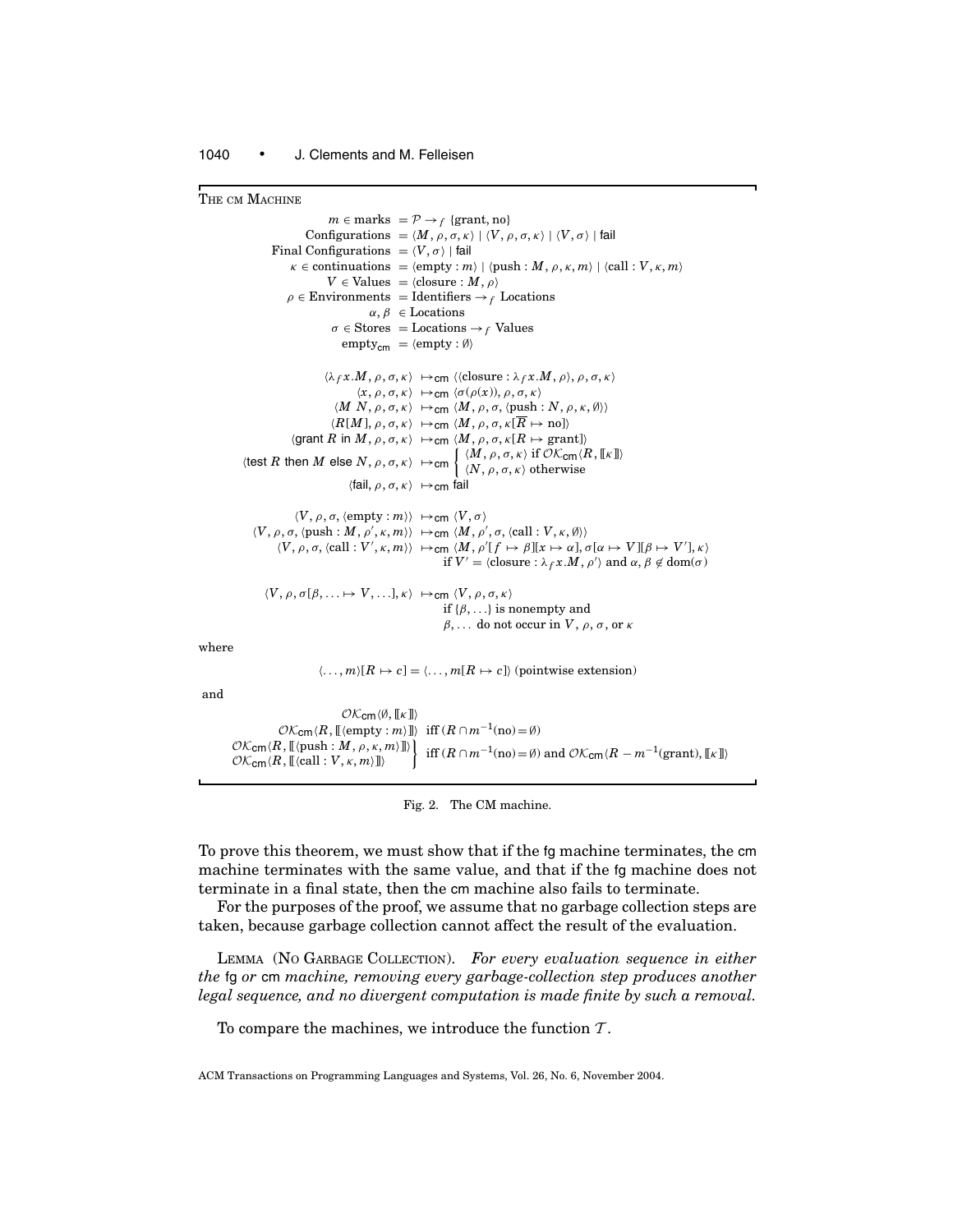THE CM MACHINE

$$
\begin{aligned}
m \in \text{marks} &= \mathcal{P} \to_f \{\text{grant}, \text{no}\} \\
\text{Configurations} &= \langle M, \rho, \sigma, \kappa \rangle \mid \langle V, \rho, \sigma, \kappa \rangle \mid \langle V, \sigma \rangle \mid \mathsf{fail} \\
\text{Final Configurations} &= \langle V, \sigma \rangle \mid \mathsf{fail} \\
\kappa \in \text{continuations} &= \langle \text{empty} : m \rangle \mid \langle \text{push} : M, \rho, \kappa, m \rangle \mid \langle \text{call} : V, \kappa, m \rangle \\
V \in \text{Values} &= \langle \text{closure} : M, \rho \rangle \\
\rho \in \text{Environments} &= \text{Identifiers} \to_f \text{Locations} \\
\alpha, \beta &\in \text{Locations} \\
\sigma \in \text{Stores} &= \text{Locations} \to_f \text{Values} \\
\text{empty}_{\mathsf{cm}} &= \langle \text{empty} : \emptyset \rangle
\end{aligned}
$$

$$
\begin{aligned}
\langle \lambda_f x.M, \rho, \sigma, \kappa \rangle &\mapsto_{\mathsf{cm}} \langle \langle \text{closure} : \lambda_f x.M, \rho \rangle, \rho, \sigma, \kappa \rangle \\
\langle x, \rho, \sigma, \kappa \rangle &\mapsto_{\mathsf{cm}} \langle \sigma(\rho(x)), \rho, \sigma, \kappa \rangle \\
\langle M\ N, \rho, \sigma, \kappa \rangle &\mapsto_{\mathsf{cm}} \langle M, \rho, \sigma, \langle \text{push} : N, \rho, \kappa, \emptyset \rangle \rangle \\
\langle R[M], \rho, \sigma, \kappa \rangle &\mapsto_{\mathsf{cm}} \langle M, \rho, \sigma, \kappa[\overline{R} \mapsto \text{no}] \rangle \\
\langle \mathsf{grant}\ R\ \mathsf{in}\ M, \rho, \sigma, \kappa \rangle &\mapsto_{\mathsf{cm}} \langle M, \rho, \sigma, \kappa[R \mapsto \text{grant}] \rangle \\
\langle \mathsf{test}\ R\ \mathsf{then}\ M\ \mathsf{else}\ N, \rho, \sigma, \kappa \rangle &\mapsto_{\mathsf{cm}} \begin{cases} \langle M, \rho, \sigma, \kappa \rangle \text{ if } \mathcal{OK}_{\mathsf{cm}}\langle R, [\![\kappa]\!] \rangle \\ \langle N, \rho, \sigma, \kappa \rangle \text{ otherwise} \end{cases} \\
\langle \mathsf{fail}, \rho, \sigma, \kappa \rangle &\mapsto_{\mathsf{cm}} \mathsf{fail}
\end{aligned}
$$

$$
\begin{aligned}
\langle V, \rho, \sigma, \langle \text{empty} : m \rangle \rangle &\mapsto_{\mathsf{cm}} \langle V, \sigma \rangle \\
\langle V, \rho, \sigma, \langle \text{push} : M, \rho', \kappa, m \rangle \rangle &\mapsto_{\mathsf{cm}} \langle M, \rho', \sigma, \langle \text{call} : V, \kappa, \emptyset \rangle \rangle \\
\langle V, \rho, \sigma, \langle \text{call} : V', \kappa, m \rangle \rangle &\mapsto_{\mathsf{cm}} \langle M, \rho'[f \mapsto \beta][x \mapsto \alpha], \sigma[\alpha \mapsto V][\beta \mapsto V'], \kappa \rangle \\
&\qquad \text{if } V' = \langle \text{closure} : \lambda_f x.M, \rho' \rangle \text{ and } \alpha, \beta \notin \text{dom}(\sigma)
\end{aligned}
$$

$$
\begin{aligned}
\langle V, \rho, \sigma[\beta, \ldots \mapsto V, \ldots], \kappa \rangle &\mapsto_{\mathsf{cm}} \langle V, \rho, \sigma, \kappa \rangle \\
&\qquad \text{if } \{\beta, \ldots\} \text{ is nonempty and} \\
&\qquad \beta, \ldots \text{ do not occur in } V, \rho, \sigma, \text{ or } \kappa
\end{aligned}
$$

where

$$
\langle \ldots, m \rangle [R \mapsto c] = \langle \ldots, m[R \mapsto c] \rangle \text{ (pointwise extension)}
$$

and

$$
\begin{aligned}
&\mathcal{OK}_{\mathsf{cm}}\langle \emptyset, [\![\kappa]\!] \rangle \\
&\mathcal{OK}_{\mathsf{cm}}\langle R, [\![\langle \text{empty} : m \rangle]\!] \rangle \quad \text{iff } (R \cap m^{-1}(\text{no}) = \emptyset) \\
&\left.\begin{aligned} &\mathcal{OK}_{\mathsf{cm}}\langle R, [\![\langle \text{push} : M, \rho, \kappa, m \rangle]\!] \rangle \\ &\mathcal{OK}_{\mathsf{cm}}\langle R, [\![\langle \text{call} : V, \kappa, m \rangle]\!] \rangle \end{aligned}\right\} \quad \text{iff } (R \cap m^{-1}(\text{no}) = \emptyset) \text{ and } \mathcal{OK}_{\mathsf{cm}}\langle R - m^{-1}(\text{grant}), [\![\kappa]\!] \rangle
\end{aligned}
$$

Fig. 2. The CM machine.

To prove this theorem, we must show that if the fg machine terminates, the cm machine terminates with the same value, and that if the fg machine does not terminate in a final state, then the cm machine also fails to terminate.

For the purposes of the proof, we assume that no garbage collection steps are taken, because garbage collection cannot affect the result of the evaluation.

LEMMA (NO GARBAGE COLLECTION). *For every evaluation sequence in either the* fg *or* cm *machine, removing every garbage-collection step produces another legal sequence, and no divergent computation is made finite by such a removal.*

To compare the machines, we introduce the function $\mathcal{T}$.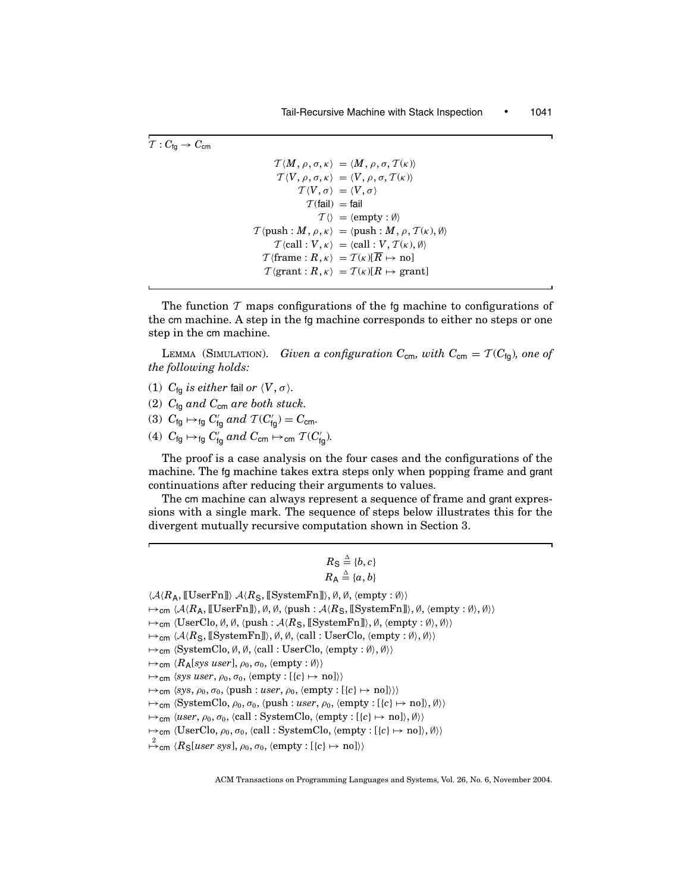$\mathcal{T} : C_{\mathsf{fg}} \to C_{\mathsf{cm}}$

$$
\begin{aligned}
\mathcal{T}\langle M, \rho, \sigma, \kappa\rangle &= \langle M, \rho, \sigma, \mathcal{T}(\kappa)\rangle \\
\mathcal{T}\langle V, \rho, \sigma, \kappa\rangle &= \langle V, \rho, \sigma, \mathcal{T}(\kappa)\rangle \\
\mathcal{T}\langle V, \sigma\rangle &= \langle V, \sigma\rangle \\
\mathcal{T}(\mathsf{fail}) &= \mathsf{fail} \\
\mathcal{T}\langle\rangle &= \langle \text{empty} : \emptyset\rangle \\
\mathcal{T}\langle \text{push} : M, \rho, \kappa\rangle &= \langle \text{push} : M, \rho, \mathcal{T}(\kappa), \emptyset\rangle \\
\mathcal{T}\langle \text{call} : V, \kappa\rangle &= \langle \text{call} : V, \mathcal{T}(\kappa), \emptyset\rangle \\
\mathcal{T}\langle \text{frame} : R, \kappa\rangle &= \mathcal{T}(\kappa)[\overline{R} \mapsto \text{no}] \\
\mathcal{T}\langle \text{grant} : R, \kappa\rangle &= \mathcal{T}(\kappa)[R \mapsto \text{grant}]
\end{aligned}
$$

The function $\mathcal{T}$ maps configurations of the fg machine to configurations of the cm machine. A step in the fg machine corresponds to either no steps or one step in the cm machine.

LEMMA (SIMULATION). *Given a configuration $C_{\mathsf{cm}}$, with $C_{\mathsf{cm}} = \mathcal{T}(C_{\mathsf{fg}})$, one of the following holds:*

(1) $C_{\mathsf{fg}}$ *is either* fail *or* $\langle V, \sigma\rangle$.
(2) $C_{\mathsf{fg}}$ *and* $C_{\mathsf{cm}}$ *are both stuck.*
(3) $C_{\mathsf{fg}} \mapsto_{\mathsf{fg}} C'_{\mathsf{fg}}$ *and* $\mathcal{T}(C'_{\mathsf{fg}}) = C_{\mathsf{cm}}$.
(4) $C_{\mathsf{fg}} \mapsto_{\mathsf{fg}} C'_{\mathsf{fg}}$ *and* $C_{\mathsf{cm}} \mapsto_{\mathsf{cm}} \mathcal{T}(C'_{\mathsf{fg}})$.

The proof is a case analysis on the four cases and the configurations of the machine. The fg machine takes extra steps only when popping frame and grant continuations after reducing their arguments to values.

The cm machine can always represent a sequence of frame and grant expressions with a single mark. The sequence of steps below illustrates this for the divergent mutually recursive computation shown in Section 3.

$$R_{\mathsf{S}} \stackrel{\Delta}{=} \{b, c\}$$
$$R_{\mathsf{A}} \stackrel{\Delta}{=} \{a, b\}$$

$\langle \mathcal{A}\langle R_{\mathsf{A}}, [\![\text{UserFn}]\!]\rangle\ \mathcal{A}\langle R_{\mathsf{S}}, [\![\text{SystemFn}]\!]\rangle, \emptyset, \emptyset, \langle \text{empty} : \emptyset\rangle\rangle$
$\mapsto_{\mathsf{cm}} \langle \mathcal{A}\langle R_{\mathsf{A}}, [\![\text{UserFn}]\!]\rangle, \emptyset, \emptyset, \langle \text{push} : \mathcal{A}\langle R_{\mathsf{S}}, [\![\text{SystemFn}]\!]\rangle, \emptyset, \langle \text{empty} : \emptyset\rangle, \emptyset\rangle\rangle$
$\mapsto_{\mathsf{cm}} \langle \text{UserClo}, \emptyset, \emptyset, \langle \text{push} : \mathcal{A}\langle R_{\mathsf{S}}, [\![\text{SystemFn}]\!]\rangle, \emptyset, \langle \text{empty} : \emptyset\rangle, \emptyset\rangle\rangle$
$\mapsto_{\mathsf{cm}} \langle \mathcal{A}\langle R_{\mathsf{S}}, [\![\text{SystemFn}]\!]\rangle, \emptyset, \emptyset, \langle \text{call} : \text{UserClo}, \langle \text{empty} : \emptyset\rangle, \emptyset\rangle\rangle$
$\mapsto_{\mathsf{cm}} \langle \text{SystemClo}, \emptyset, \emptyset, \langle \text{call} : \text{UserClo}, \langle \text{empty} : \emptyset\rangle, \emptyset\rangle\rangle$
$\mapsto_{\mathsf{cm}} \langle R_{\mathsf{A}}[\mathit{sys}\ \mathit{user}], \rho_0, \sigma_0, \langle \text{empty} : \emptyset\rangle\rangle$
$\mapsto_{\mathsf{cm}} \langle \mathit{sys}\ \mathit{user}, \rho_0, \sigma_0, \langle \text{empty} : [\{c\} \mapsto \text{no}]\rangle\rangle$
$\mapsto_{\mathsf{cm}} \langle \mathit{sys}, \rho_0, \sigma_0, \langle \text{push} : \mathit{user}, \rho_0, \langle \text{empty} : [\{c\} \mapsto \text{no}]\rangle\rangle\rangle$
$\mapsto_{\mathsf{cm}} \langle \text{SystemClo}, \rho_0, \sigma_0, \langle \text{push} : \mathit{user}, \rho_0, \langle \text{empty} : [\{c\} \mapsto \text{no}]\rangle, \emptyset\rangle\rangle$
$\mapsto_{\mathsf{cm}} \langle \mathit{user}, \rho_0, \sigma_0, \langle \text{call} : \text{SystemClo}, \langle \text{empty} : [\{c\} \mapsto \text{no}]\rangle, \emptyset\rangle\rangle$
$\mapsto_{\mathsf{cm}} \langle \text{UserClo}, \rho_0, \sigma_0, \langle \text{call} : \text{SystemClo}, \langle \text{empty} : [\{c\} \mapsto \text{no}]\rangle, \emptyset\rangle\rangle$
$\stackrel{2}{\mapsto}_{\mathsf{cm}} \langle R_{\mathsf{S}}[\mathit{user}\ \mathit{sys}], \rho_0, \sigma_0, \langle \text{empty} : [\{c\} \mapsto \text{no}]\rangle\rangle$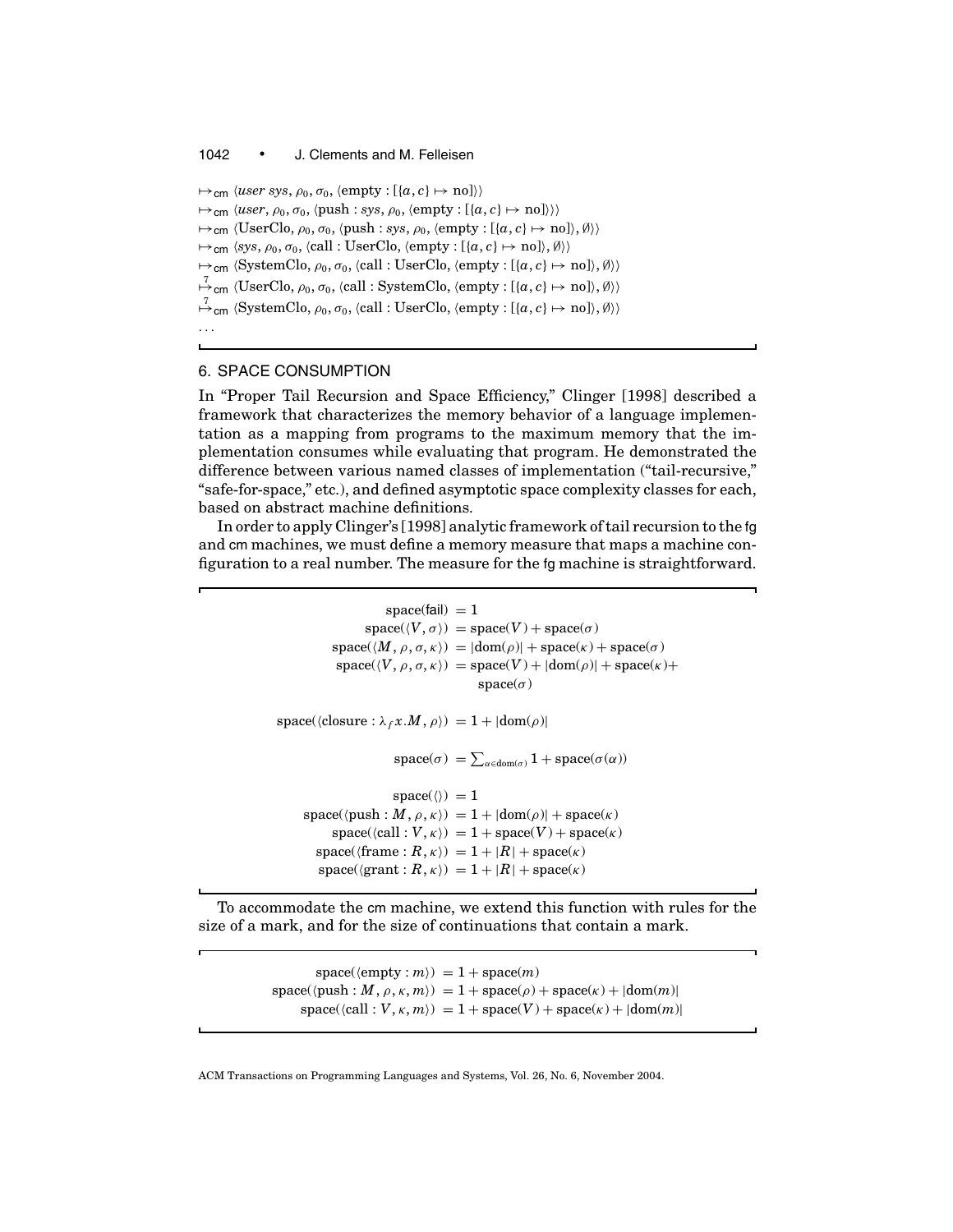$$\mapsto_{\mathsf{cm}} \langle \mathit{user}\ \mathit{sys}, \rho_0, \sigma_0, \langle \text{empty} : [\{a, c\} \mapsto \text{no}] \rangle \rangle$$
$$\mapsto_{\mathsf{cm}} \langle \mathit{user}, \rho_0, \sigma_0, \langle \text{push} : \mathit{sys}, \rho_0, \langle \text{empty} : [\{a, c\} \mapsto \text{no}] \rangle \rangle \rangle$$
$$\mapsto_{\mathsf{cm}} \langle \text{UserClo}, \rho_0, \sigma_0, \langle \text{push} : \mathit{sys}, \rho_0, \langle \text{empty} : [\{a, c\} \mapsto \text{no}] \rangle, \emptyset \rangle \rangle$$
$$\mapsto_{\mathsf{cm}} \langle \mathit{sys}, \rho_0, \sigma_0, \langle \text{call} : \text{UserClo}, \langle \text{empty} : [\{a, c\} \mapsto \text{no}] \rangle, \emptyset \rangle \rangle$$
$$\mapsto_{\mathsf{cm}} \langle \text{SystemClo}, \rho_0, \sigma_0, \langle \text{call} : \text{UserClo}, \langle \text{empty} : [\{a, c\} \mapsto \text{no}] \rangle, \emptyset \rangle \rangle$$
$$\stackrel{7}{\mapsto}_{\mathsf{cm}} \langle \text{UserClo}, \rho_0, \sigma_0, \langle \text{call} : \text{SystemClo}, \langle \text{empty} : [\{a, c\} \mapsto \text{no}] \rangle, \emptyset \rangle \rangle$$
$$\stackrel{7}{\mapsto}_{\mathsf{cm}} \langle \text{SystemClo}, \rho_0, \sigma_0, \langle \text{call} : \text{UserClo}, \langle \text{empty} : [\{a, c\} \mapsto \text{no}] \rangle, \emptyset \rangle \rangle$$

...

## 6. SPACE CONSUMPTION

In "Proper Tail Recursion and Space Efficiency," Clinger [1998] described a framework that characterizes the memory behavior of a language implementation as a mapping from programs to the maximum memory that the implementation consumes while evaluating that program. He demonstrated the difference between various named classes of implementation ("tail-recursive," "safe-for-space," etc.), and defined asymptotic space complexity classes for each, based on abstract machine definitions.

In order to apply Clinger's [1998] analytic framework of tail recursion to the fg and cm machines, we must define a memory measure that maps a machine configuration to a real number. The measure for the fg machine is straightforward.

$$
\begin{aligned}
\text{space}(\mathsf{fail}) &= 1\\
\text{space}(\langle V, \sigma \rangle) &= \text{space}(V) + \text{space}(\sigma)\\
\text{space}(\langle M, \rho, \sigma, \kappa \rangle) &= |\text{dom}(\rho)| + \text{space}(\kappa) + \text{space}(\sigma)\\
\text{space}(\langle V, \rho, \sigma, \kappa \rangle) &= \text{space}(V) + |\text{dom}(\rho)| + \text{space}(\kappa) + \\
&\quad\ \text{space}(\sigma)\\[1em]
\text{space}(\langle \text{closure} : \lambda_f x.M, \rho \rangle) &= 1 + |\text{dom}(\rho)|\\[1em]
\text{space}(\sigma) &= \textstyle\sum_{\alpha \in \text{dom}(\sigma)} 1 + \text{space}(\sigma(\alpha))\\[1em]
\text{space}(\langle\rangle) &= 1\\
\text{space}(\langle \text{push} : M, \rho, \kappa \rangle) &= 1 + |\text{dom}(\rho)| + \text{space}(\kappa)\\
\text{space}(\langle \text{call} : V, \kappa \rangle) &= 1 + \text{space}(V) + \text{space}(\kappa)\\
\text{space}(\langle \text{frame} : R, \kappa \rangle) &= 1 + |R| + \text{space}(\kappa)\\
\text{space}(\langle \text{grant} : R, \kappa \rangle) &= 1 + |R| + \text{space}(\kappa)
\end{aligned}
$$

To accommodate the cm machine, we extend this function with rules for the size of a mark, and for the size of continuations that contain a mark.

$$
\begin{aligned}
\text{space}(\langle \text{empty} : m \rangle) &= 1 + \text{space}(m)\\
\text{space}(\langle \text{push} : M, \rho, \kappa, m \rangle) &= 1 + \text{space}(\rho) + \text{space}(\kappa) + |\text{dom}(m)|\\
\text{space}(\langle \text{call} : V, \kappa, m \rangle) &= 1 + \text{space}(V) + \text{space}(\kappa) + |\text{dom}(m)|
\end{aligned}
$$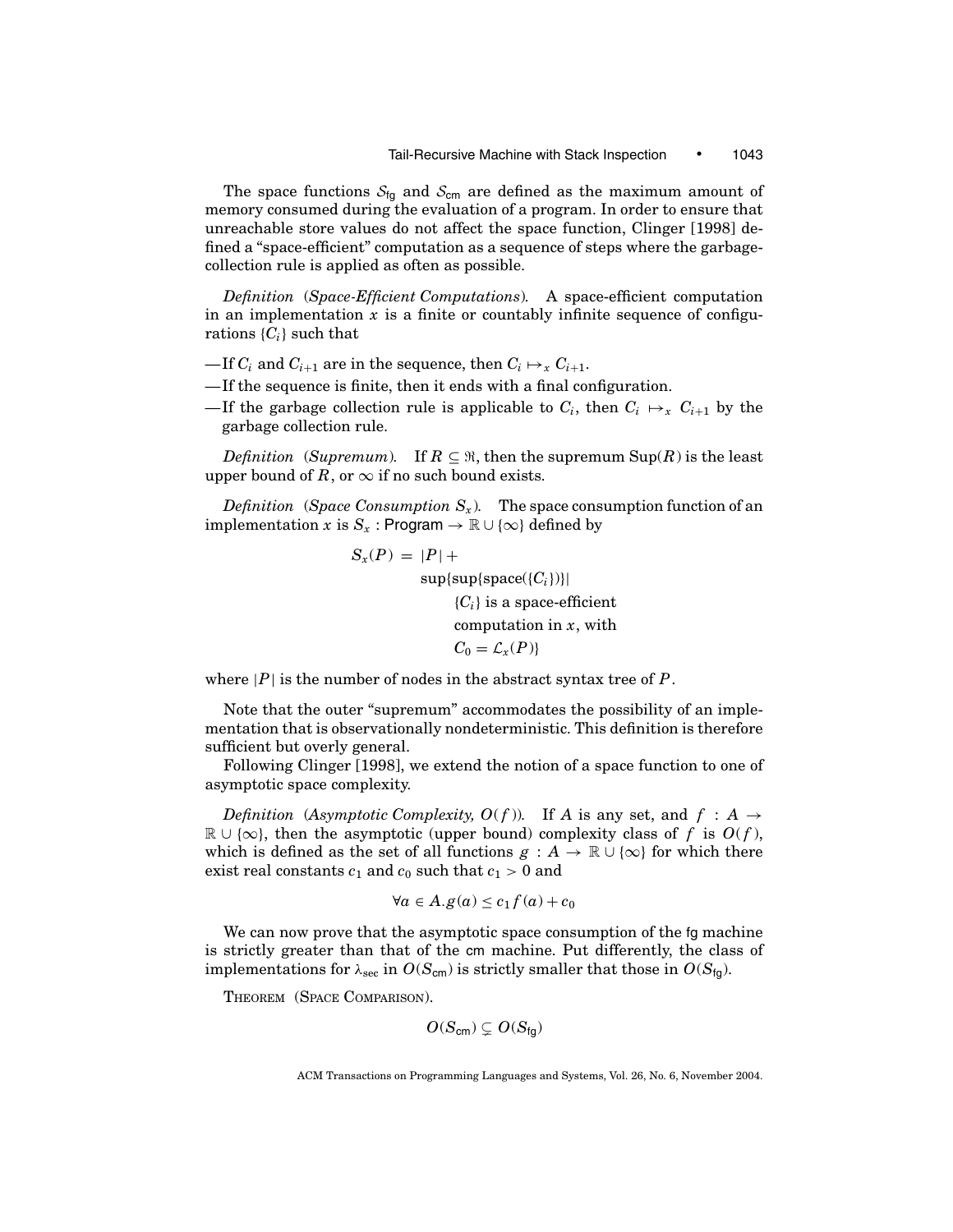The space functions $\mathcal{S}_{\mathsf{fg}}$ and $\mathcal{S}_{\mathsf{cm}}$ are defined as the maximum amount of memory consumed during the evaluation of a program. In order to ensure that unreachable store values do not affect the space function, Clinger [1998] defined a "space-efficient" computation as a sequence of steps where the garbage-collection rule is applied as often as possible.

*Definition* (*Space-Efficient Computations*). A space-efficient computation in an implementation $x$ is a finite or countably infinite sequence of configurations $\{C_i\}$ such that

— If $C_i$ and $C_{i+1}$ are in the sequence, then $C_i \mapsto_x C_{i+1}$.

— If the sequence is finite, then it ends with a final configuration.

— If the garbage collection rule is applicable to $C_i$, then $C_i \mapsto_x C_{i+1}$ by the garbage collection rule.

*Definition* (*Supremum*). If $R \subseteq \Re$, then the supremum $\text{Sup}(R)$ is the least upper bound of $R$, or $\infty$ if no such bound exists.

*Definition* (*Space Consumption $S_x$*). The space consumption function of an implementation $x$ is $S_x : \mathsf{Program} \to \mathbb{R} \cup \{\infty\}$ defined by

$$
\begin{aligned}
S_x(P) = |P| + \\
&\sup\{\sup\{\text{space}(\{C_i\})\} \mid \\
&\quad \{C_i\} \text{ is a space-efficient} \\
&\quad \text{computation in } x, \text{ with} \\
&\quad C_0 = \mathcal{L}_x(P)\}
\end{aligned}
$$

where $|P|$ is the number of nodes in the abstract syntax tree of $P$.

Note that the outer "supremum" accommodates the possibility of an implementation that is observationally nondeterministic. This definition is therefore sufficient but overly general.

Following Clinger [1998], we extend the notion of a space function to one of asymptotic space complexity.

*Definition* (*Asymptotic Complexity, $O(f)$*). If $A$ is any set, and $f : A \to \mathbb{R} \cup \{\infty\}$, then the asymptotic (upper bound) complexity class of $f$ is $O(f)$, which is defined as the set of all functions $g : A \to \mathbb{R} \cup \{\infty\}$ for which there exist real constants $c_1$ and $c_0$ such that $c_1 > 0$ and

$$\forall a \in A . g(a) \leq c_1 f(a) + c_0$$

We can now prove that the asymptotic space consumption of the fg machine is strictly greater than that of the cm machine. Put differently, the class of implementations for $\lambda_{\text{sec}}$ in $O(S_{\mathsf{cm}})$ is strictly smaller that those in $O(S_{\mathsf{fg}})$.

THEOREM (SPACE COMPARISON).

$$O(S_{\mathsf{cm}}) \subsetneq O(S_{\mathsf{fg}})$$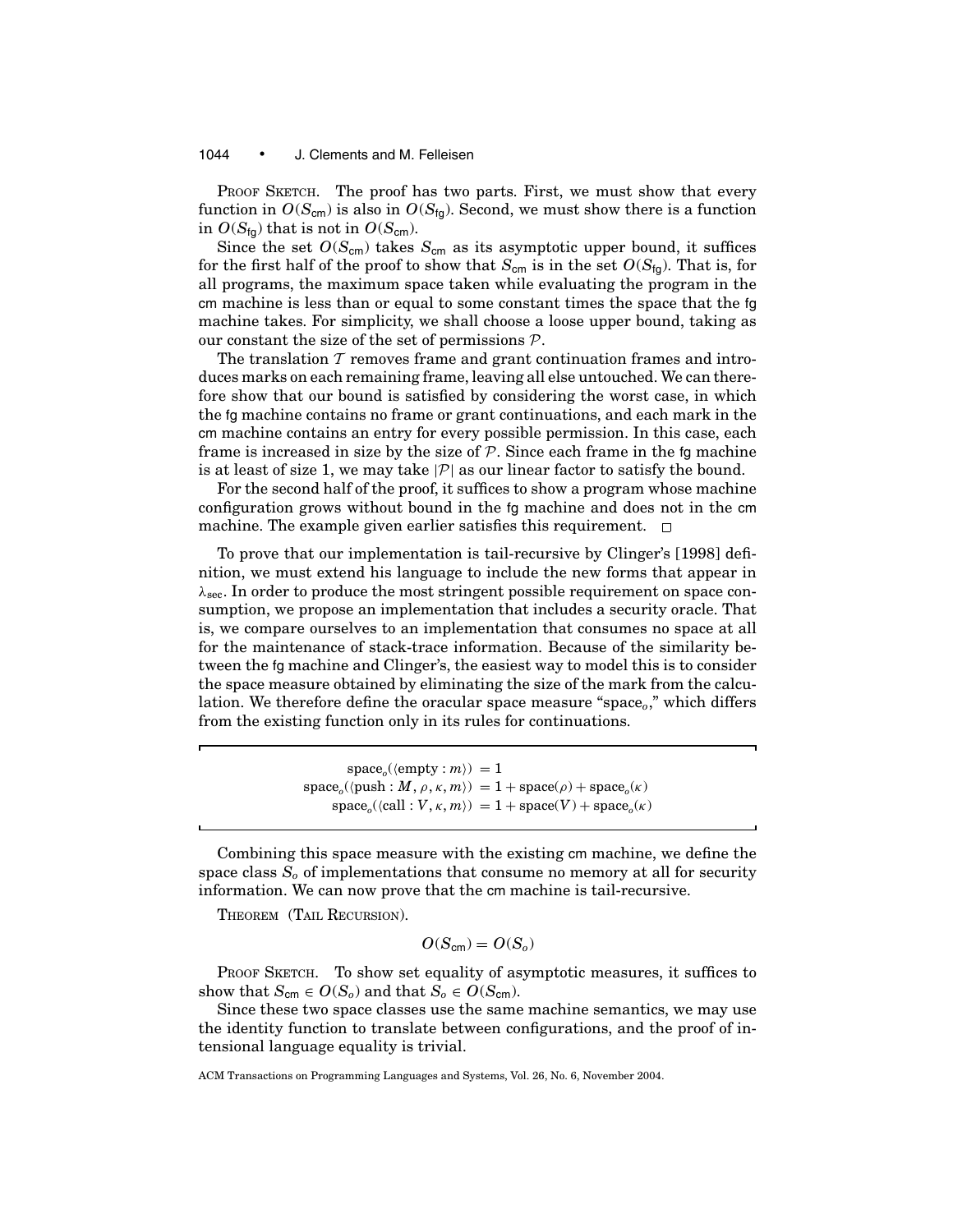PROOF SKETCH. The proof has two parts. First, we must show that every function in $O(S_{\mathsf{cm}})$ is also in $O(S_{\mathsf{fg}})$. Second, we must show there is a function in $O(S_{\mathsf{fg}})$ that is not in $O(S_{\mathsf{cm}})$.

Since the set $O(S_{\mathsf{cm}})$ takes $S_{\mathsf{cm}}$ as its asymptotic upper bound, it suffices for the first half of the proof to show that $S_{\mathsf{cm}}$ is in the set $O(S_{\mathsf{fg}})$. That is, for all programs, the maximum space taken while evaluating the program in the cm machine is less than or equal to some constant times the space that the fg machine takes. For simplicity, we shall choose a loose upper bound, taking as our constant the size of the set of permissions $\mathcal{P}$.

The translation $\mathcal{T}$ removes frame and grant continuation frames and introduces marks on each remaining frame, leaving all else untouched. We can therefore show that our bound is satisfied by considering the worst case, in which the fg machine contains no frame or grant continuations, and each mark in the cm machine contains an entry for every possible permission. In this case, each frame is increased in size by the size of $\mathcal{P}$. Since each frame in the fg machine is at least of size 1, we may take $|\mathcal{P}|$ as our linear factor to satisfy the bound.

For the second half of the proof, it suffices to show a program whose machine configuration grows without bound in the fg machine and does not in the cm machine. The example given earlier satisfies this requirement. □

To prove that our implementation is tail-recursive by Clinger's [1998] definition, we must extend his language to include the new forms that appear in $\lambda_{\text{sec}}$. In order to produce the most stringent possible requirement on space consumption, we propose an implementation that includes a security oracle. That is, we compare ourselves to an implementation that consumes no space at all for the maintenance of stack-trace information. Because of the similarity between the fg machine and Clinger's, the easiest way to model this is to consider the space measure obtained by eliminating the size of the mark from the calculation. We therefore define the oracular space measure "space$_o$," which differs from the existing function only in its rules for continuations.

$$
\begin{aligned}
\text{space}_o(\langle \text{empty} : m \rangle) &= 1 \\
\text{space}_o(\langle \text{push} : M, \rho, \kappa, m \rangle) &= 1 + \text{space}(\rho) + \text{space}_o(\kappa) \\
\text{space}_o(\langle \text{call} : V, \kappa, m \rangle) &= 1 + \text{space}(V) + \text{space}_o(\kappa)
\end{aligned}
$$

Combining this space measure with the existing cm machine, we define the space class $S_o$ of implementations that consume no memory at all for security information. We can now prove that the cm machine is tail-recursive.

THEOREM (TAIL RECURSION).

$$O(S_{\mathsf{cm}}) = O(S_o)$$

PROOF SKETCH. To show set equality of asymptotic measures, it suffices to show that $S_{\mathsf{cm}} \in O(S_o)$ and that $S_o \in O(S_{\mathsf{cm}})$.

Since these two space classes use the same machine semantics, we may use the identity function to translate between configurations, and the proof of intensional language equality is trivial.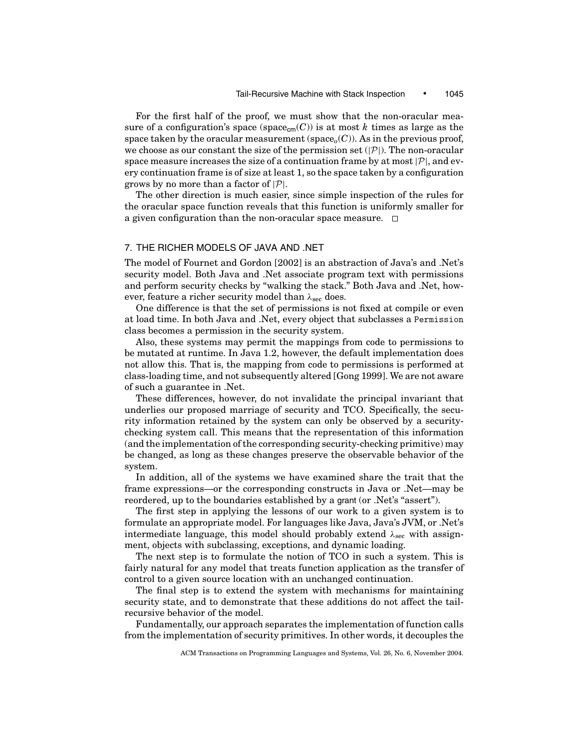For the first half of the proof, we must show that the non-oracular measure of a configuration's space ($\text{space}_{\text{cm}}(C)$) is at most $k$ times as large as the space taken by the oracular measurement ($\text{space}_o(C)$). As in the previous proof, we choose as our constant the size of the permission set ($|\mathcal{P}|$). The non-oracular space measure increases the size of a continuation frame by at most $|\mathcal{P}|$, and every continuation frame is of size at least 1, so the space taken by a configuration grows by no more than a factor of $|\mathcal{P}|$.

The other direction is much easier, since simple inspection of the rules for the oracular space function reveals that this function is uniformly smaller for a given configuration than the non-oracular space measure. □

## 7. THE RICHER MODELS OF JAVA AND .NET

The model of Fournet and Gordon [2002] is an abstraction of Java's and .Net's security model. Both Java and .Net associate program text with permissions and perform security checks by "walking the stack." Both Java and .Net, however, feature a richer security model than $\lambda_{\text{sec}}$ does.

One difference is that the set of permissions is not fixed at compile or even at load time. In both Java and .Net, every object that subclasses a `Permission` class becomes a permission in the security system.

Also, these systems may permit the mappings from code to permissions to be mutated at runtime. In Java 1.2, however, the default implementation does not allow this. That is, the mapping from code to permissions is performed at class-loading time, and not subsequently altered [Gong 1999]. We are not aware of such a guarantee in .Net.

These differences, however, do not invalidate the principal invariant that underlies our proposed marriage of security and TCO. Specifically, the security information retained by the system can only be observed by a security-checking system call. This means that the representation of this information (and the implementation of the corresponding security-checking primitive) may be changed, as long as these changes preserve the observable behavior of the system.

In addition, all of the systems we have examined share the trait that the frame expressions—or the corresponding constructs in Java or .Net—may be reordered, up to the boundaries established by a grant (or .Net's "assert").

The first step in applying the lessons of our work to a given system is to formulate an appropriate model. For languages like Java, Java's JVM, or .Net's intermediate language, this model should probably extend $\lambda_{\text{sec}}$ with assignment, objects with subclassing, exceptions, and dynamic loading.

The next step is to formulate the notion of TCO in such a system. This is fairly natural for any model that treats function application as the transfer of control to a given source location with an unchanged continuation.

The final step is to extend the system with mechanisms for maintaining security state, and to demonstrate that these additions do not affect the tail-recursive behavior of the model.

Fundamentally, our approach separates the implementation of function calls from the implementation of security primitives. In other words, it decouples the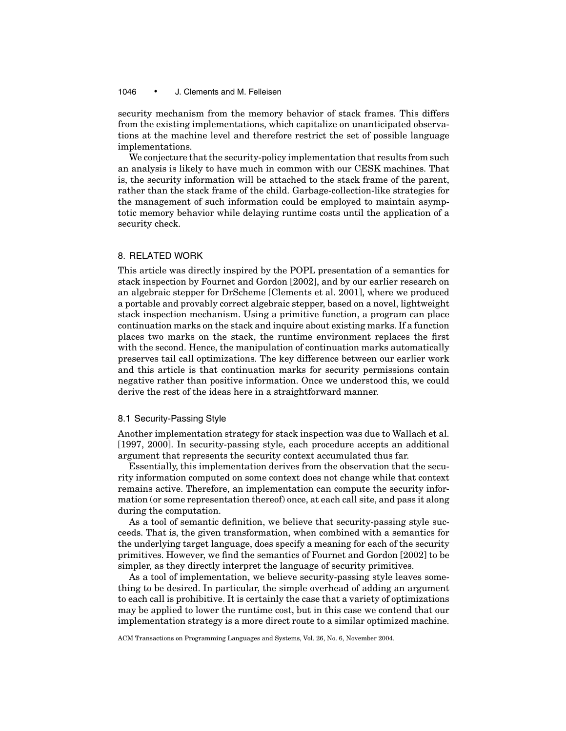security mechanism from the memory behavior of stack frames. This differs from the existing implementations, which capitalize on unanticipated observations at the machine level and therefore restrict the set of possible language implementations.

We conjecture that the security-policy implementation that results from such an analysis is likely to have much in common with our CESK machines. That is, the security information will be attached to the stack frame of the parent, rather than the stack frame of the child. Garbage-collection-like strategies for the management of such information could be employed to maintain asymptotic memory behavior while delaying runtime costs until the application of a security check.

## 8. RELATED WORK

This article was directly inspired by the POPL presentation of a semantics for stack inspection by Fournet and Gordon [2002], and by our earlier research on an algebraic stepper for DrScheme [Clements et al. 2001], where we produced a portable and provably correct algebraic stepper, based on a novel, lightweight stack inspection mechanism. Using a primitive function, a program can place continuation marks on the stack and inquire about existing marks. If a function places two marks on the stack, the runtime environment replaces the first with the second. Hence, the manipulation of continuation marks automatically preserves tail call optimizations. The key difference between our earlier work and this article is that continuation marks for security permissions contain negative rather than positive information. Once we understood this, we could derive the rest of the ideas here in a straightforward manner.

### 8.1 Security-Passing Style

Another implementation strategy for stack inspection was due to Wallach et al. [1997, 2000]. In security-passing style, each procedure accepts an additional argument that represents the security context accumulated thus far.

Essentially, this implementation derives from the observation that the security information computed on some context does not change while that context remains active. Therefore, an implementation can compute the security information (or some representation thereof) once, at each call site, and pass it along during the computation.

As a tool of semantic definition, we believe that security-passing style succeeds. That is, the given transformation, when combined with a semantics for the underlying target language, does specify a meaning for each of the security primitives. However, we find the semantics of Fournet and Gordon [2002] to be simpler, as they directly interpret the language of security primitives.

As a tool of implementation, we believe security-passing style leaves something to be desired. In particular, the simple overhead of adding an argument to each call is prohibitive. It is certainly the case that a variety of optimizations may be applied to lower the runtime cost, but in this case we contend that our implementation strategy is a more direct route to a similar optimized machine.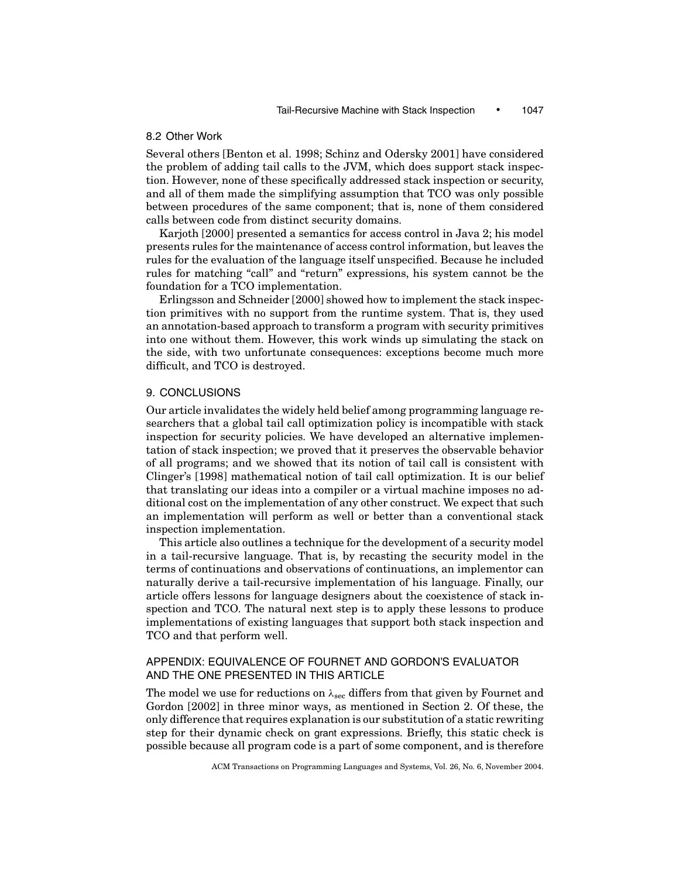## 8.2 Other Work

Several others [Benton et al. 1998; Schinz and Odersky 2001] have considered the problem of adding tail calls to the JVM, which does support stack inspection. However, none of these specifically addressed stack inspection or security, and all of them made the simplifying assumption that TCO was only possible between procedures of the same component; that is, none of them considered calls between code from distinct security domains.

Karjoth [2000] presented a semantics for access control in Java 2; his model presents rules for the maintenance of access control information, but leaves the rules for the evaluation of the language itself unspecified. Because he included rules for matching "call" and "return" expressions, his system cannot be the foundation for a TCO implementation.

Erlingsson and Schneider [2000] showed how to implement the stack inspection primitives with no support from the runtime system. That is, they used an annotation-based approach to transform a program with security primitives into one without them. However, this work winds up simulating the stack on the side, with two unfortunate consequences: exceptions become much more difficult, and TCO is destroyed.

# 9. CONCLUSIONS

Our article invalidates the widely held belief among programming language researchers that a global tail call optimization policy is incompatible with stack inspection for security policies. We have developed an alternative implementation of stack inspection; we proved that it preserves the observable behavior of all programs; and we showed that its notion of tail call is consistent with Clinger's [1998] mathematical notion of tail call optimization. It is our belief that translating our ideas into a compiler or a virtual machine imposes no additional cost on the implementation of any other construct. We expect that such an implementation will perform as well or better than a conventional stack inspection implementation.

This article also outlines a technique for the development of a security model in a tail-recursive language. That is, by recasting the security model in the terms of continuations and observations of continuations, an implementor can naturally derive a tail-recursive implementation of his language. Finally, our article offers lessons for language designers about the coexistence of stack inspection and TCO. The natural next step is to apply these lessons to produce implementations of existing languages that support both stack inspection and TCO and that perform well.

# APPENDIX: EQUIVALENCE OF FOURNET AND GORDON'S EVALUATOR AND THE ONE PRESENTED IN THIS ARTICLE

The model we use for reductions on $\lambda_{\text{sec}}$ differs from that given by Fournet and Gordon [2002] in three minor ways, as mentioned in Section 2. Of these, the only difference that requires explanation is our substitution of a static rewriting step for their dynamic check on grant expressions. Briefly, this static check is possible because all program code is a part of some component, and is therefore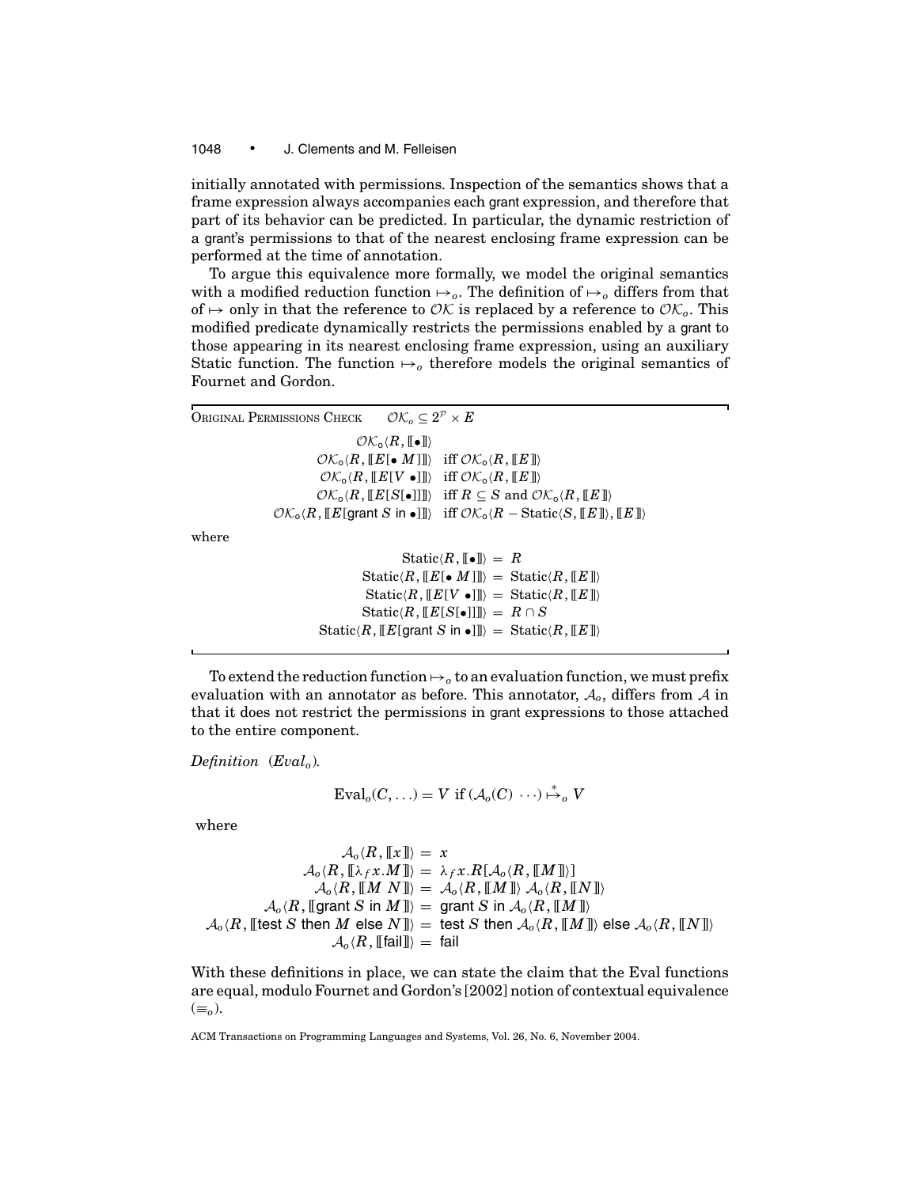initially annotated with permissions. Inspection of the semantics shows that a frame expression always accompanies each grant expression, and therefore that part of its behavior can be predicted. In particular, the dynamic restriction of a grant's permissions to that of the nearest enclosing frame expression can be performed at the time of annotation.

To argue this equivalence more formally, we model the original semantics with a modified reduction function $\mapsto_o$. The definition of $\mapsto_o$ differs from that of $\mapsto$ only in that the reference to $\mathcal{OK}$ is replaced by a reference to $\mathcal{OK}_o$. This modified predicate dynamically restricts the permissions enabled by a grant to those appearing in its nearest enclosing frame expression, using an auxiliary Static function. The function $\mapsto_o$ therefore models the original semantics of Fournet and Gordon.

ORIGINAL PERMISSIONS CHECK $\quad \mathcal{OK}_o \subseteq 2^{\mathcal{P}} \times E$

$$
\begin{array}{rl}
\mathcal{OK}_o\langle R, [\![\bullet]\!]\rangle & \\
\mathcal{OK}_o\langle R, [\![E[\bullet\ M]]\!]\rangle & \text{iff } \mathcal{OK}_o\langle R, [\![E]\!]\rangle \\
\mathcal{OK}_o\langle R, [\![E[V\ \bullet]]\!]\rangle & \text{iff } \mathcal{OK}_o\langle R, [\![E]\!]\rangle \\
\mathcal{OK}_o\langle R, [\![E[S[\bullet]]]\!]\rangle & \text{iff } R \subseteq S \text{ and } \mathcal{OK}_o\langle R, [\![E]\!]\rangle \\
\mathcal{OK}_o\langle R, [\![E[\mathsf{grant}\ S\ \mathsf{in}\ \bullet]]\!]\rangle & \text{iff } \mathcal{OK}_o\langle R - \mathrm{Static}\langle S, [\![E]\!]\rangle, [\![E]\!]\rangle
\end{array}
$$

where

$$
\begin{array}{rcl}
\mathrm{Static}\langle R, [\![\bullet]\!]\rangle & = & R \\
\mathrm{Static}\langle R, [\![E[\bullet\ M]]\!]\rangle & = & \mathrm{Static}\langle R, [\![E]\!]\rangle \\
\mathrm{Static}\langle R, [\![E[V\ \bullet]]\!]\rangle & = & \mathrm{Static}\langle R, [\![E]\!]\rangle \\
\mathrm{Static}\langle R, [\![E[S[\bullet]]]\!]\rangle & = & R \cap S \\
\mathrm{Static}\langle R, [\![E[\mathsf{grant}\ S\ \mathsf{in}\ \bullet]]\!]\rangle & = & \mathrm{Static}\langle R, [\![E]\!]\rangle
\end{array}
$$

To extend the reduction function $\mapsto_o$ to an evaluation function, we must prefix evaluation with an annotator as before. This annotator, $\mathcal{A}_o$, differs from $\mathcal{A}$ in that it does not restrict the permissions in grant expressions to those attached to the entire component.

*Definition* ($Eval_o$).

$$
\mathrm{Eval}_o(C, \ldots) = V \text{ if } (\mathcal{A}_o(C)\ \cdots) \overset{*}{\mapsto}_o V
$$

where

$$
\begin{array}{rcl}
\mathcal{A}_o\langle R, [\![x]\!]\rangle & = & x \\
\mathcal{A}_o\langle R, [\![\lambda_f x.M]\!]\rangle & = & \lambda_f x.R[\mathcal{A}_o\langle R, [\![M]\!]\rangle] \\
\mathcal{A}_o\langle R, [\![M\ N]\!]\rangle & = & \mathcal{A}_o\langle R, [\![M]\!]\rangle\ \mathcal{A}_o\langle R, [\![N]\!]\rangle \\
\mathcal{A}_o\langle R, [\![\mathsf{grant}\ S\ \mathsf{in}\ M]\!]\rangle & = & \mathsf{grant}\ S\ \mathsf{in}\ \mathcal{A}_o\langle R, [\![M]\!]\rangle \\
\mathcal{A}_o\langle R, [\![\mathsf{test}\ S\ \mathsf{then}\ M\ \mathsf{else}\ N]\!]\rangle & = & \mathsf{test}\ S\ \mathsf{then}\ \mathcal{A}_o\langle R, [\![M]\!]\rangle\ \mathsf{else}\ \mathcal{A}_o\langle R, [\![N]\!]\rangle \\
\mathcal{A}_o\langle R, [\![\mathsf{fail}]\!]\rangle & = & \mathsf{fail}
\end{array}
$$

With these definitions in place, we can state the claim that the Eval functions are equal, modulo Fournet and Gordon's [2002] notion of contextual equivalence ($\equiv_o$).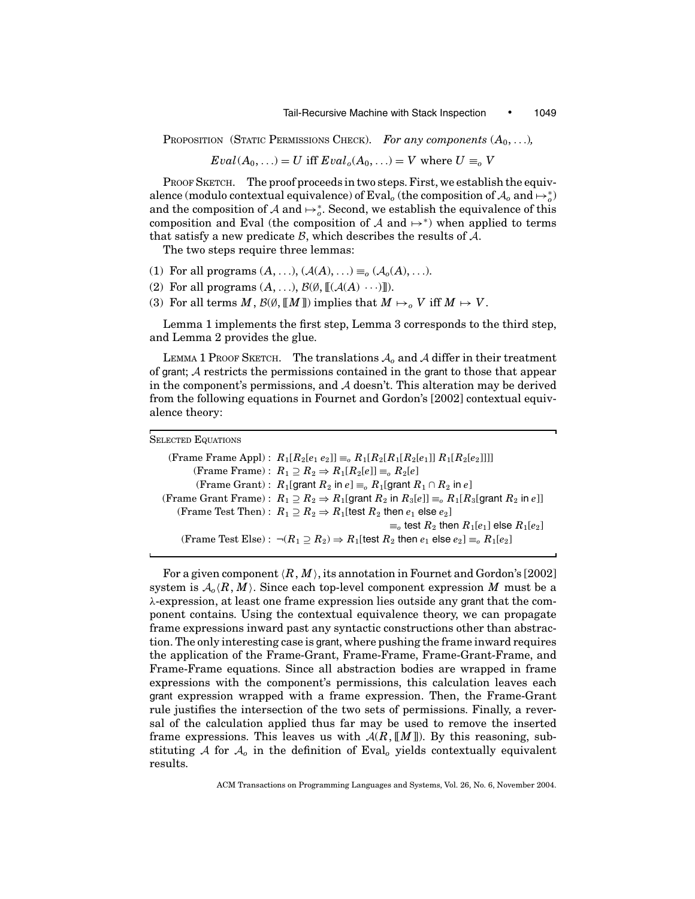PROPOSITION (STATIC PERMISSIONS CHECK). *For any components* $(A_0, \ldots)$,

$$Eval(A_0, \ldots) = U \text{ iff } Eval_o(A_0, \ldots) = V \text{ where } U \equiv_o V$$

PROOF SKETCH. The proof proceeds in two steps. First, we establish the equivalence (modulo contextual equivalence) of $\text{Eval}_o$ (the composition of $\mathcal{A}_o$ and $\mapsto_o^*$) and the composition of $\mathcal{A}$ and $\mapsto_o^*$. Second, we establish the equivalence of this composition and Eval (the composition of $\mathcal{A}$ and $\mapsto^*$) when applied to terms that satisfy a new predicate $\mathcal{B}$, which describes the results of $\mathcal{A}$.

The two steps require three lemmas:

(1) For all programs $(A, \ldots)$, $(\mathcal{A}(A), \ldots) \equiv_o (\mathcal{A}_o(A), \ldots)$.
(2) For all programs $(A, \ldots)$, $\mathcal{B}(\emptyset, [\![(\mathcal{A}(A) \cdots)]\!])$.
(3) For all terms $M$, $\mathcal{B}(\emptyset, [\![M]\!])$ implies that $M \mapsto_o V$ iff $M \mapsto V$.

Lemma 1 implements the first step, Lemma 3 corresponds to the third step, and Lemma 2 provides the glue.

LEMMA 1 PROOF SKETCH. The translations $\mathcal{A}_o$ and $\mathcal{A}$ differ in their treatment of grant; $\mathcal{A}$ restricts the permissions contained in the grant to those that appear in the component's permissions, and $\mathcal{A}$ doesn't. This alteration may be derived from the following equations in Fournet and Gordon's [2002] contextual equivalence theory:

SELECTED EQUATIONS

$$\begin{aligned}
&\text{(Frame Frame Appl)}: \ R_1[R_2[e_1\ e_2]] \equiv_o R_1[R_2[R_1[R_2[e_1]]\ R_1[R_2[e_2]]]]\\
&\text{(Frame Frame)}: \ R_1 \supseteq R_2 \Rightarrow R_1[R_2[e]] \equiv_o R_2[e]\\
&\text{(Frame Grant)}: \ R_1[\mathsf{grant}\ R_2\ \mathsf{in}\ e] \equiv_o R_1[\mathsf{grant}\ R_1 \cap R_2\ \mathsf{in}\ e]\\
&\text{(Frame Grant Frame)}: \ R_1 \supseteq R_2 \Rightarrow R_1[\mathsf{grant}\ R_2\ \mathsf{in}\ R_3[e]] \equiv_o R_1[R_3[\mathsf{grant}\ R_2\ \mathsf{in}\ e]]\\
&\text{(Frame Test Then)}: \ R_1 \supseteq R_2 \Rightarrow R_1[\mathsf{test}\ R_2\ \mathsf{then}\ e_1\ \mathsf{else}\ e_2]\\
&\qquad\qquad \equiv_o \mathsf{test}\ R_2\ \mathsf{then}\ R_1[e_1]\ \mathsf{else}\ R_1[e_2]\\
&\text{(Frame Test Else)}: \ \neg(R_1 \supseteq R_2) \Rightarrow R_1[\mathsf{test}\ R_2\ \mathsf{then}\ e_1\ \mathsf{else}\ e_2] \equiv_o R_1[e_2]
\end{aligned}$$

For a given component $\langle R, M\rangle$, its annotation in Fournet and Gordon's [2002] system is $\mathcal{A}_o\langle R, M\rangle$. Since each top-level component expression $M$ must be a $\lambda$-expression, at least one frame expression lies outside any grant that the component contains. Using the contextual equivalence theory, we can propagate frame expressions inward past any syntactic constructions other than abstraction. The only interesting case is grant, where pushing the frame inward requires the application of the Frame-Grant, Frame-Frame, Frame-Grant-Frame, and Frame-Frame equations. Since all abstraction bodies are wrapped in frame expressions with the component's permissions, this calculation leaves each grant expression wrapped with a frame expression. Then, the Frame-Grant rule justifies the intersection of the two sets of permissions. Finally, a reversal of the calculation applied thus far may be used to remove the inserted frame expressions. This leaves us with $\mathcal{A}(R, [\![M]\!])$. By this reasoning, substituting $\mathcal{A}$ for $\mathcal{A}_o$ in the definition of $\text{Eval}_o$ yields contextually equivalent results.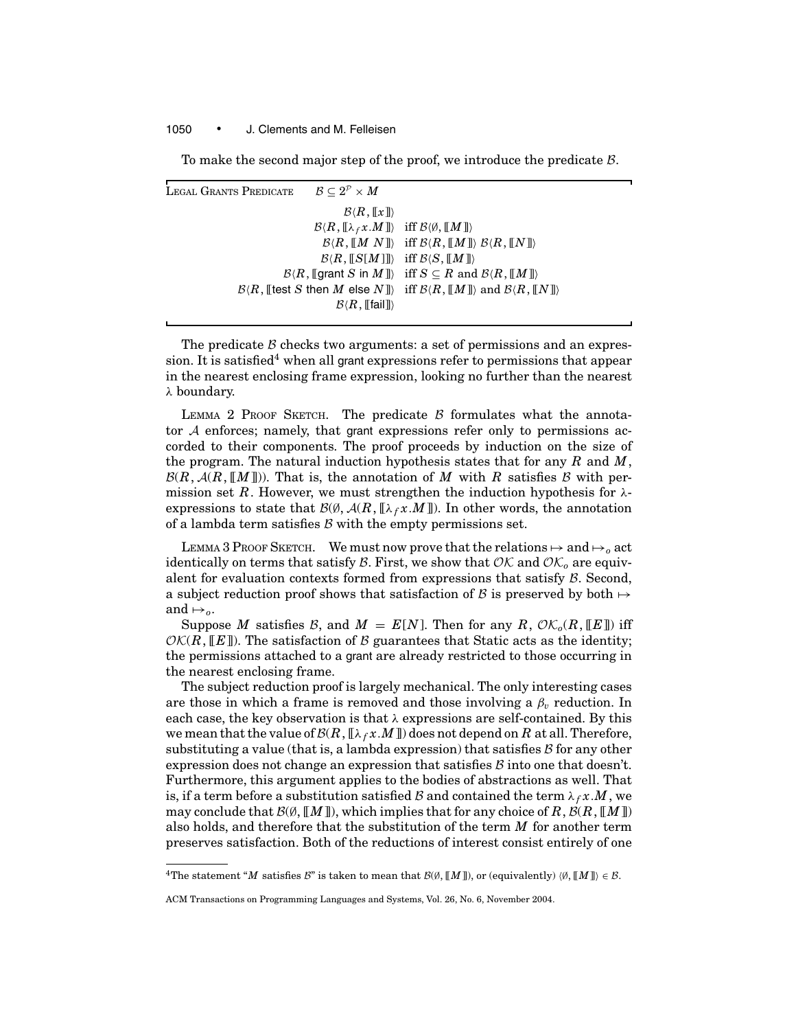To make the second major step of the proof, we introduce the predicate $\mathcal{B}$.

LEGAL GRANTS PREDICATE $\quad \mathcal{B} \subseteq 2^{\mathcal{P}} \times M$

$$
\begin{array}{rl}
\mathcal{B}\langle R, [\![x]\!]\rangle & \\
\mathcal{B}\langle R, [\![\lambda_f x.M]\!]\rangle & \text{iff } \mathcal{B}\langle \emptyset, [\![M]\!]\rangle \\
\mathcal{B}\langle R, [\![M\ N]\!]\rangle & \text{iff } \mathcal{B}\langle R, [\![M]\!]\rangle\ \mathcal{B}\langle R, [\![N]\!]\rangle \\
\mathcal{B}\langle R, [\![S[M]]\!]\rangle & \text{iff } \mathcal{B}\langle S, [\![M]\!]\rangle \\
\mathcal{B}\langle R, [\![\text{grant } S \text{ in } M]\!]\rangle & \text{iff } S \subseteq R \text{ and } \mathcal{B}\langle R, [\![M]\!]\rangle \\
\mathcal{B}\langle R, [\![\text{test } S \text{ then } M \text{ else } N]\!]\rangle & \text{iff } \mathcal{B}\langle R, [\![M]\!]\rangle \text{ and } \mathcal{B}\langle R, [\![N]\!]\rangle \\
\mathcal{B}\langle R, [\![\text{fail}]\!]\rangle &
\end{array}
$$

The predicate $\mathcal{B}$ checks two arguments: a set of permissions and an expression. It is satisfied[4] when all grant expressions refer to permissions that appear in the nearest enclosing frame expression, looking no further than the nearest $\lambda$ boundary.

LEMMA 2 PROOF SKETCH. The predicate $\mathcal{B}$ formulates what the annotator $\mathcal{A}$ enforces; namely, that grant expressions refer only to permissions accorded to their components. The proof proceeds by induction on the size of the program. The natural induction hypothesis states that for any $R$ and $M$, $\mathcal{B}(R, \mathcal{A}(R, [\![M]\!]))$. That is, the annotation of $M$ with $R$ satisfies $\mathcal{B}$ with permission set $R$. However, we must strengthen the induction hypothesis for $\lambda$-expressions to state that $\mathcal{B}(\emptyset, \mathcal{A}(R, [\![\lambda_f x.M]\!])$. In other words, the annotation of a lambda term satisfies $\mathcal{B}$ with the empty permissions set.

LEMMA 3 PROOF SKETCH. We must now prove that the relations $\mapsto$ and $\mapsto_o$ act identically on terms that satisfy $\mathcal{B}$. First, we show that $\mathcal{OK}$ and $\mathcal{OK}_o$ are equivalent for evaluation contexts formed from expressions that satisfy $\mathcal{B}$. Second, a subject reduction proof shows that satisfaction of $\mathcal{B}$ is preserved by both $\mapsto$ and $\mapsto_o$.

Suppose $M$ satisfies $\mathcal{B}$, and $M = E[N]$. Then for any $R$, $\mathcal{OK}_o(R, [\![E]\!])$ iff $\mathcal{OK}(R, [\![E]\!])$. The satisfaction of $\mathcal{B}$ guarantees that Static acts as the identity; the permissions attached to a grant are already restricted to those occurring in the nearest enclosing frame.

The subject reduction proof is largely mechanical. The only interesting cases are those in which a frame is removed and those involving a $\beta_v$ reduction. In each case, the key observation is that $\lambda$ expressions are self-contained. By this we mean that the value of $\mathcal{B}(R, [\![\lambda_f x.M]\!])$ does not depend on $R$ at all. Therefore, substituting a value (that is, a lambda expression) that satisfies $\mathcal{B}$ for any other expression does not change an expression that satisfies $\mathcal{B}$ into one that doesn't. Furthermore, this argument applies to the bodies of abstractions as well. That is, if a term before a substitution satisfied $\mathcal{B}$ and contained the term $\lambda_f x.M$, we may conclude that $\mathcal{B}(\emptyset, [\![M]\!])$, which implies that for any choice of $R$, $\mathcal{B}(R, [\![M]\!])$ also holds, and therefore that the substitution of the term $M$ for another term preserves satisfaction. Both of the reductions of interest consist entirely of one

[4] The statement "$M$ satisfies $\mathcal{B}$" is taken to mean that $\mathcal{B}(\emptyset, [\![M]\!])$, or (equivalently) $\langle \emptyset, [\![M]\!]\rangle \in \mathcal{B}$.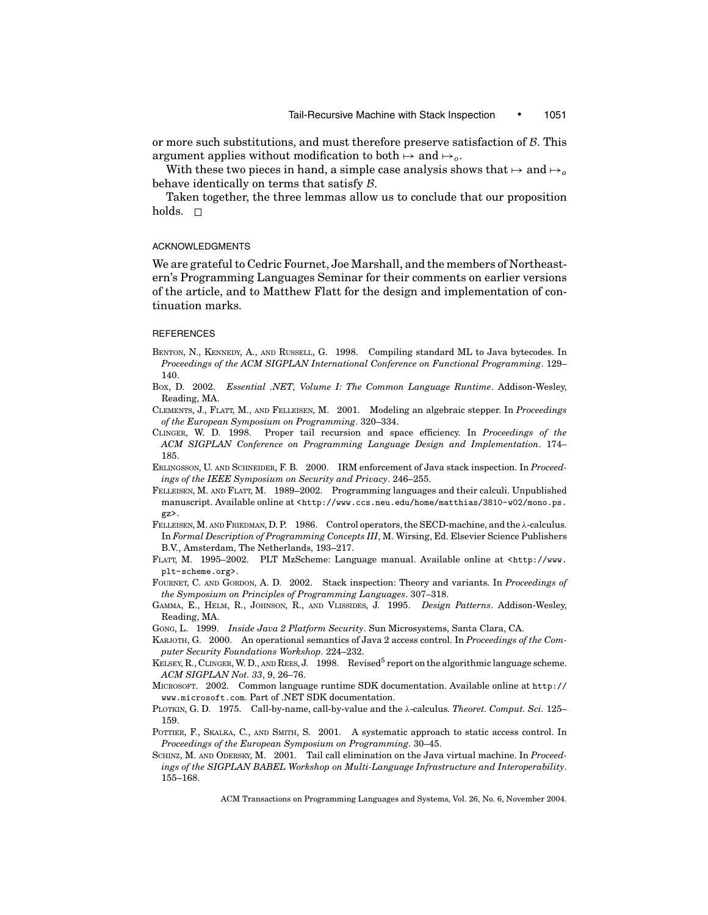or more such substitutions, and must therefore preserve satisfaction of $\mathcal{B}$. This argument applies without modification to both $\mapsto$ and $\mapsto_o$.

With these two pieces in hand, a simple case analysis shows that $\mapsto$ and $\mapsto_o$ behave identically on terms that satisfy $\mathcal{B}$.

Taken together, the three lemmas allow us to conclude that our proposition holds. □

## ACKNOWLEDGMENTS

We are grateful to Cedric Fournet, Joe Marshall, and the members of Northeastern's Programming Languages Seminar for their comments on earlier versions of the article, and to Matthew Flatt for the design and implementation of continuation marks.

## REFERENCES

BENTON, N., KENNEDY, A., AND RUSSELL, G. 1998. Compiling standard ML to Java bytecodes. In *Proceedings of the ACM SIGPLAN International Conference on Functional Programming*. 129–140.

BOX, D. 2002. *Essential .NET, Volume I: The Common Language Runtime*. Addison-Wesley, Reading, MA.

CLEMENTS, J., FLATT, M., AND FELLEISEN, M. 2001. Modeling an algebraic stepper. In *Proceedings of the European Symposium on Programming*. 320–334.

CLINGER, W. D. 1998. Proper tail recursion and space efficiency. In *Proceedings of the ACM SIGPLAN Conference on Programming Language Design and Implementation*. 174–185.

ERLINGSSON, U. AND SCHNEIDER, F. B. 2000. IRM enforcement of Java stack inspection. In *Proceedings of the IEEE Symposium on Security and Privacy*. 246–255.

FELLEISEN, M. AND FLATT, M. 1989–2002. Programming languages and their calculi. Unpublished manuscript. Available online at <http://www.ccs.neu.edu/home/matthias/3810-w02/mono.ps.gz>.

FELLEISEN, M. AND FRIEDMAN, D. P. 1986. Control operators, the SECD-machine, and the λ-calculus. In *Formal Description of Programming Concepts III*, M. Wirsing, Ed. Elsevier Science Publishers B.V., Amsterdam, The Netherlands, 193–217.

FLATT, M. 1995–2002. PLT MzScheme: Language manual. Available online at <http://www.plt-scheme.org>.

FOURNET, C. AND GORDON, A. D. 2002. Stack inspection: Theory and variants. In *Proceedings of the Symposium on Principles of Programming Languages*. 307–318.

GAMMA, E., HELM, R., JOHNSON, R., AND VLISSIDES, J. 1995. *Design Patterns*. Addison-Wesley, Reading, MA.

GONG, L. 1999. *Inside Java 2 Platform Security*. Sun Microsystems, Santa Clara, CA.

KARJOTH, G. 2000. An operational semantics of Java 2 access control. In *Proceedings of the Computer Security Foundations Workshop*. 224–232.

KELSEY, R., CLINGER, W. D., AND REES, J. 1998. Revised[5] report on the algorithmic language scheme. *ACM SIGPLAN Not. 33*, 9, 26–76.

MICROSOFT. 2002. Common language runtime SDK documentation. Available online at http://www.microsoft.com. Part of .NET SDK documentation.

PLOTKIN, G. D. 1975. Call-by-name, call-by-value and the λ-calculus. *Theoret. Comput. Sci.* 125–159.

POTTIER, F., SKALKA, C., AND SMITH, S. 2001. A systematic approach to static access control. In *Proceedings of the European Symposium on Programming*. 30–45.

SCHINZ, M. AND ODERSKY, M. 2001. Tail call elimination on the Java virtual machine. In *Proceedings of the SIGPLAN BABEL Workshop on Multi-Language Infrastructure and Interoperability*. 155–168.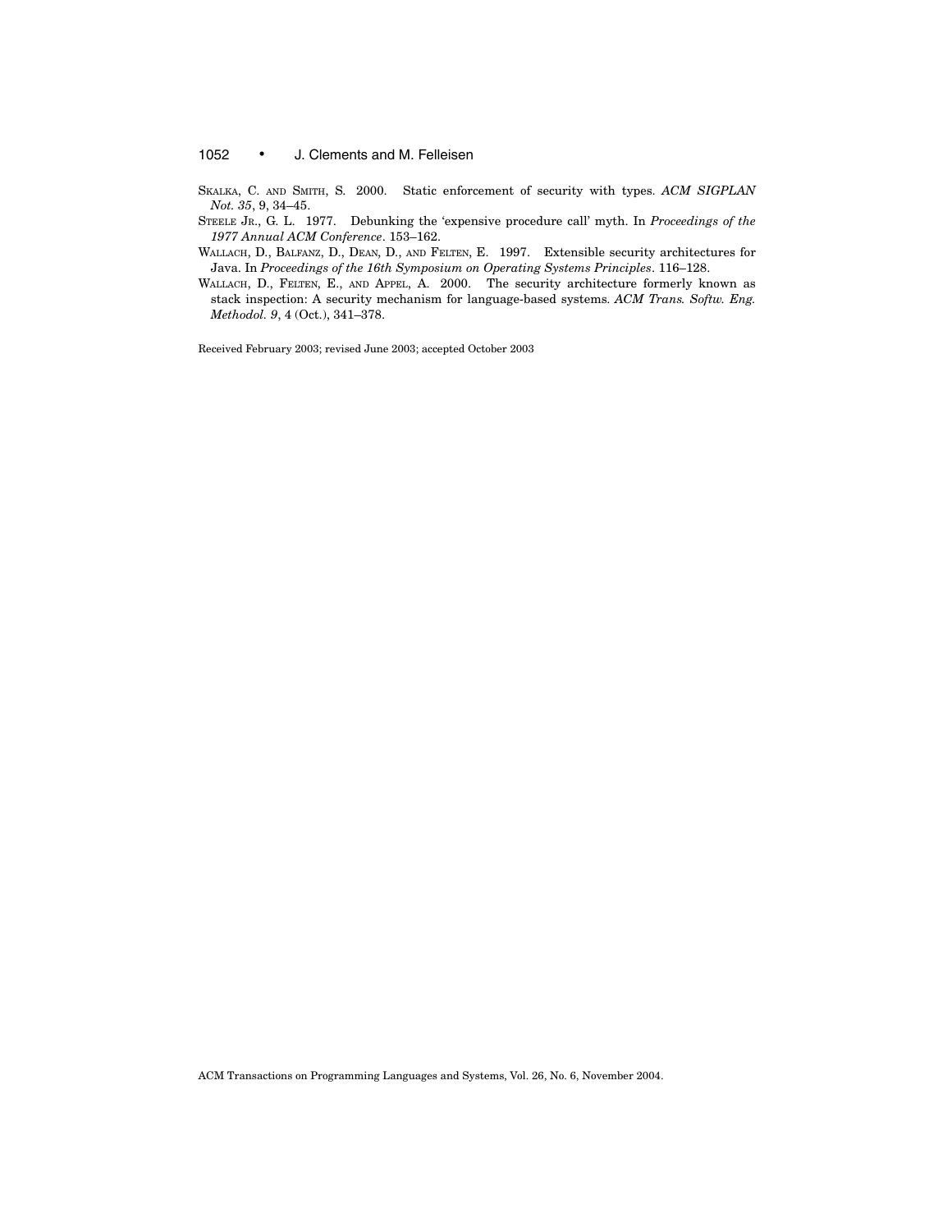SKALKA, C. AND SMITH, S. 2000. Static enforcement of security with types. *ACM SIGPLAN Not. 35*, 9, 34–45.

STEELE JR., G. L. 1977. Debunking the 'expensive procedure call' myth. In *Proceedings of the 1977 Annual ACM Conference*. 153–162.

WALLACH, D., BALFANZ, D., DEAN, D., AND FELTEN, E. 1997. Extensible security architectures for Java. In *Proceedings of the 16th Symposium on Operating Systems Principles*. 116–128.

WALLACH, D., FELTEN, E., AND APPEL, A. 2000. The security architecture formerly known as stack inspection: A security mechanism for language-based systems. *ACM Trans. Softw. Eng. Methodol. 9*, 4 (Oct.), 341–378.

Received February 2003; revised June 2003; accepted October 2003